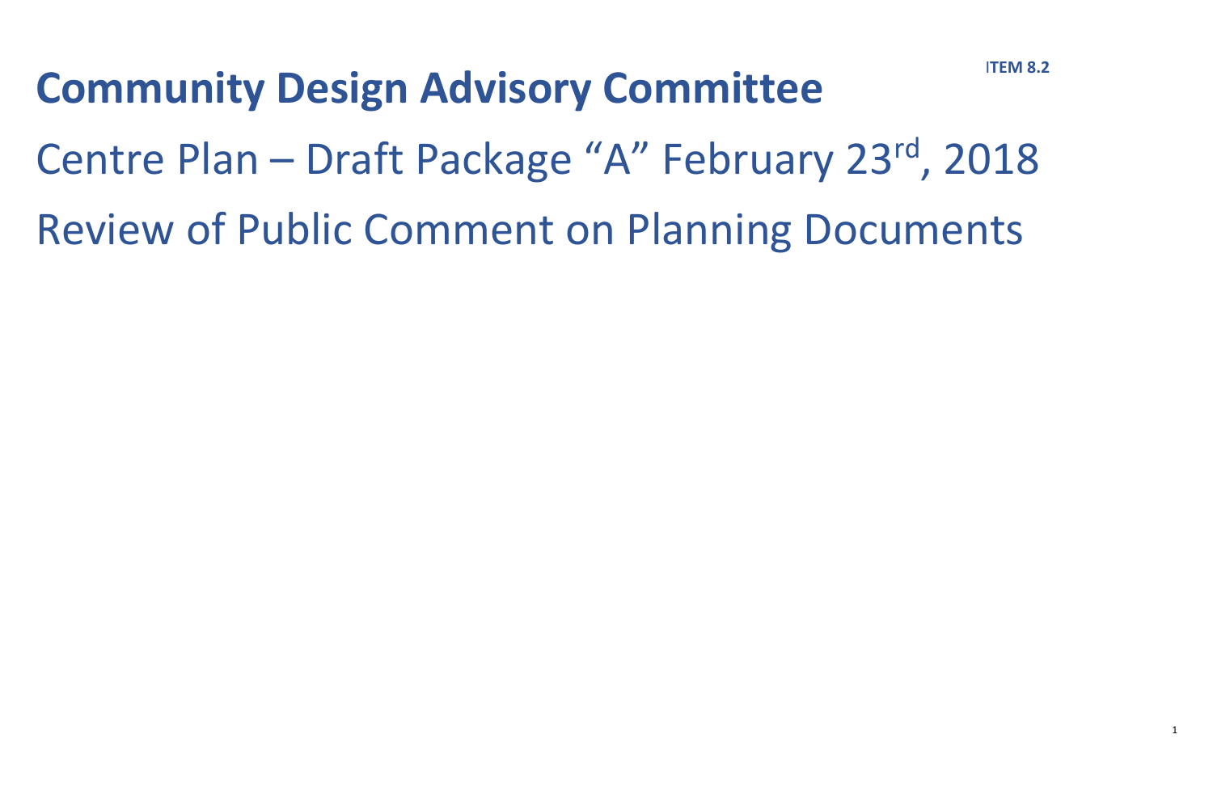ITEM 8.2

# Community Design Advisory Committee

## Centre Plan – Draft Package "A" February 23rd, 2018

## Review of Public Comment on Planning Documents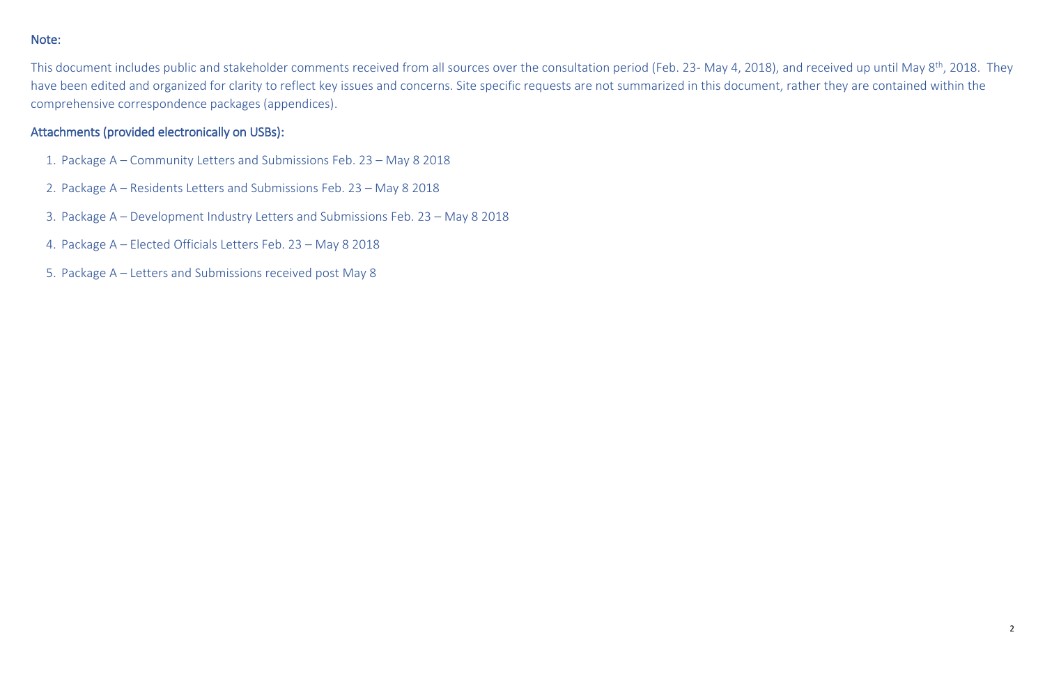## Note:

This document includes public and stakeholder comments received from all sources over the consultation period (Feb. 23- May 4, 2018), and received up until May 8th, 2018. They have been edited and organized for clarity to reflect key issues and concerns. Site specific requests are not summarized in this document, rather they are contained within the comprehensive correspondence packages (appendices).

## Attachments (provided electronically on USBs):

1. Package A – Community Letters and Submissions Feb. 23 – May 8 2018
2. Package A – Residents Letters and Submissions Feb. 23 – May 8 2018
3. Package A – Development Industry Letters and Submissions Feb. 23 – May 8 2018
4. Package A – Elected Officials Letters Feb. 23 – May 8 2018
5. Package A – Letters and Submissions received post May 8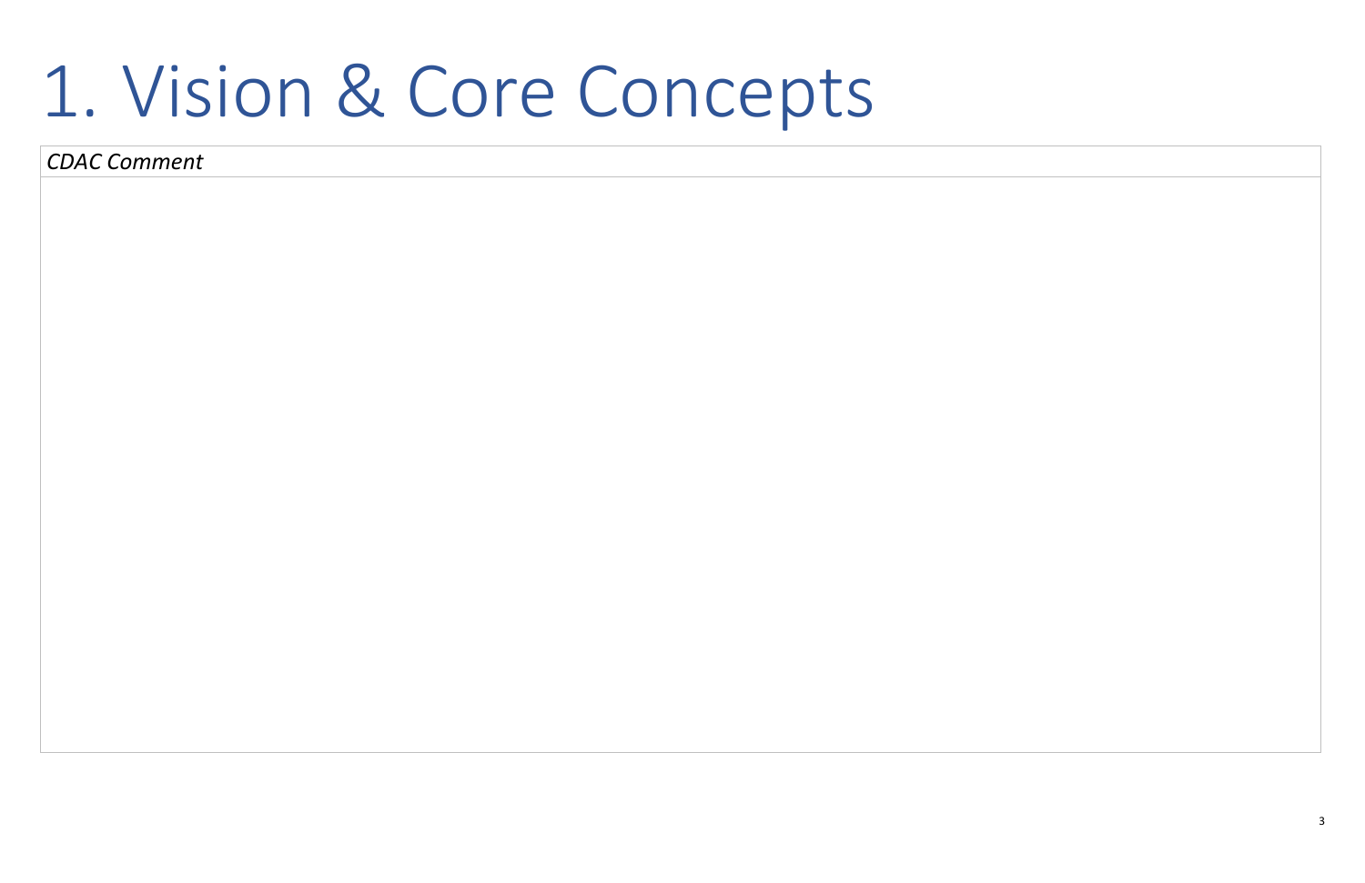# 1. Vision & Core Concepts

| *CDAC Comment* |
| --- |
| |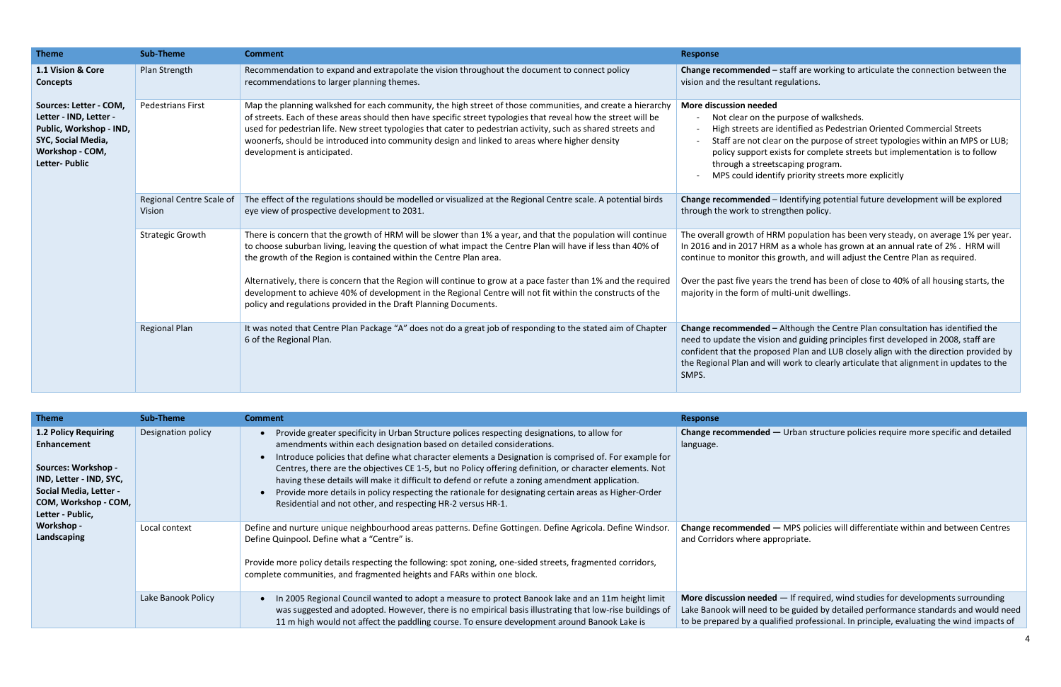| Theme | Sub-Theme | Comment | Response |
| --- | --- | --- | --- |
| **1.1 Vision & Core Concepts**<br><br>**Sources: Letter - COM, Letter - IND, Letter - Public, Workshop - IND, SYC, Social Media, Workshop - COM, Letter- Public** | Plan Strength | Recommendation to expand and extrapolate the vision throughout the document to connect policy recommendations to larger planning themes. | **Change recommended** – staff are working to articulate the connection between the vision and the resultant regulations. |
| | Pedestrians First | Map the planning walkshed for each community, the high street of those communities, and create a hierarchy of streets. Each of these areas should then have specific street typologies that reveal how the street will be used for pedestrian life. New street typologies that cater to pedestrian activity, such as shared streets and woonerfs, should be introduced into community design and linked to areas where higher density development is anticipated. | **More discussion needed**<br>- Not clear on the purpose of walksheds.<br>- High streets are identified as Pedestrian Oriented Commercial Streets<br>- Staff are not clear on the purpose of street typologies within an MPS or LUB; policy support exists for complete streets but implementation is to follow through a streetscaping program.<br>- MPS could identify priority streets more explicitly |
| | Regional Centre Scale of Vision | The effect of the regulations should be modelled or visualized at the Regional Centre scale. A potential birds eye view of prospective development to 2031. | **Change recommended** – Identifying potential future development will be explored through the work to strengthen policy. |
| | Strategic Growth | There is concern that the growth of HRM will be slower than 1% a year, and that the population will continue to choose suburban living, leaving the question of what impact the Centre Plan will have if less than 40% of the growth of the Region is contained within the Centre Plan area.<br><br>Alternatively, there is concern that the Region will continue to grow at a pace faster than 1% and the required development to achieve 40% of development in the Regional Centre will not fit within the constructs of the policy and regulations provided in the Draft Planning Documents. | The overall growth of HRM population has been very steady, on average 1% per year. In 2016 and in 2017 HRM as a whole has grown at an annual rate of 2% . HRM will continue to monitor this growth, and will adjust the Centre Plan as required.<br><br>Over the past five years the trend has been of close to 40% of all housing starts, the majority in the form of multi-unit dwellings. |
| | Regional Plan | It was noted that Centre Plan Package "A" does not do a great job of responding to the stated aim of Chapter 6 of the Regional Plan. | **Change recommended –** Although the Centre Plan consultation has identified the need to update the vision and guiding principles first developed in 2008, staff are confident that the proposed Plan and LUB closely align with the direction provided by the Regional Plan and will work to clearly articulate that alignment in updates to the SMPS. |

| Theme | Sub-Theme | Comment | Response |
| --- | --- | --- | --- |
| **1.2 Policy Requiring Enhancement**<br><br>**Sources: Workshop - IND, Letter - IND, SYC, Social Media, Letter - COM, Workshop - COM, Letter - Public, Workshop - Landscaping** | Designation policy | • Provide greater specificity in Urban Structure polices respecting designations, to allow for amendments within each designation based on detailed considerations.<br>• Introduce policies that define what character elements a Designation is comprised of. For example for Centres, there are the objectives CE 1-5, but no Policy offering definition, or character elements. Not having these details will make it difficult to defend or refute a zoning amendment application.<br>• Provide more details in policy respecting the rationale for designating certain areas as Higher-Order Residential and not other, and respecting HR-2 versus HR-1. | **Change recommended —** Urban structure policies require more specific and detailed language. |
| | Local context | Define and nurture unique neighbourhood areas patterns. Define Gottingen. Define Agricola. Define Windsor. Define Quinpool. Define what a "Centre" is.<br><br>Provide more policy details respecting the following: spot zoning, one-sided streets, fragmented corridors, complete communities, and fragmented heights and FARs within one block. | **Change recommended —** MPS policies will differentiate within and between Centres and Corridors where appropriate. |
| | Lake Banook Policy | • In 2005 Regional Council wanted to adopt a measure to protect Banook lake and an 11m height limit was suggested and adopted. However, there is no empirical basis illustrating that low-rise buildings of 11 m high would not affect the paddling course. To ensure development around Banook Lake is | **More discussion needed** — If required, wind studies for developments surrounding Lake Banook will need to be guided by detailed performance standards and would need to be prepared by a qualified professional. In principle, evaluating the wind impacts of |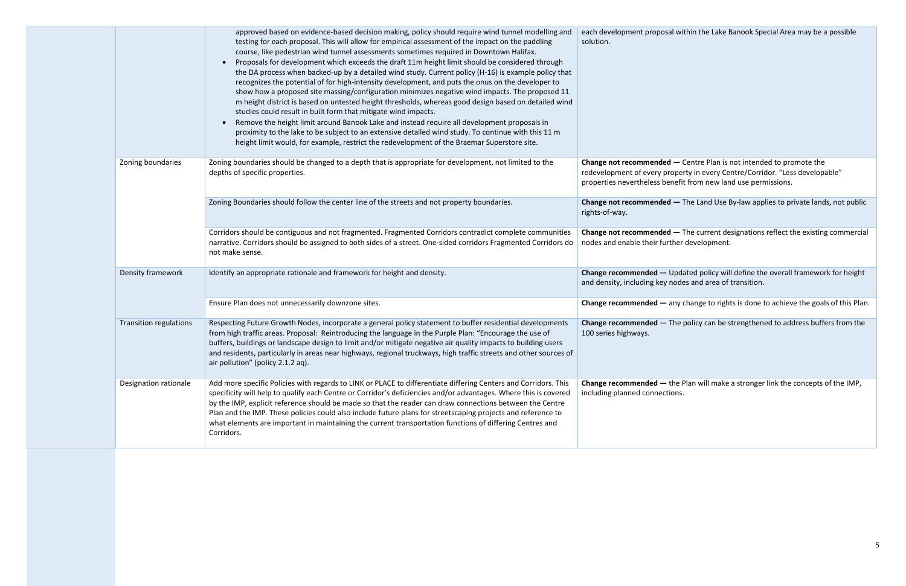| | | | |
|---|---|---|---|
| | | approved based on evidence-based decision making, policy should require wind tunnel modelling and testing for each proposal. This will allow for empirical assessment of the impact on the paddling course, like pedestrian wind tunnel assessments sometimes required in Downtown Halifax.<br>• Proposals for development which exceeds the draft 11m height limit should be considered through the DA process when backed-up by a detailed wind study. Current policy (H-16) is example policy that recognizes the potential of for high-intensity development, and puts the onus on the developer to show how a proposed site massing/configuration minimizes negative wind impacts. The proposed 11 m height district is based on untested height thresholds, whereas good design based on detailed wind studies could result in built form that mitigate wind impacts.<br>• Remove the height limit around Banook Lake and instead require all development proposals in proximity to the lake to be subject to an extensive detailed wind study. To continue with this 11 m height limit would, for example, restrict the redevelopment of the Braemar Superstore site. | each development proposal within the Lake Banook Special Area may be a possible solution. |
| | Zoning boundaries | Zoning boundaries should be changed to a depth that is appropriate for development, not limited to the depths of specific properties. | **Change not recommended —** Centre Plan is not intended to promote the redevelopment of every property in every Centre/Corridor. "Less developable" properties nevertheless benefit from new land use permissions. |
| | | Zoning Boundaries should follow the center line of the streets and not property boundaries. | **Change not recommended —** The Land Use By-law applies to private lands, not public rights-of-way. |
| | | Corridors should be contiguous and not fragmented. Fragmented Corridors contradict complete communities narrative. Corridors should be assigned to both sides of a street. One-sided corridors Fragmented Corridors do not make sense. | **Change not recommended —** The current designations reflect the existing commercial nodes and enable their further development. |
| | Density framework | Identify an appropriate rationale and framework for height and density. | **Change recommended —** Updated policy will define the overall framework for height and density, including key nodes and area of transition. |
| | | Ensure Plan does not unnecessarily downzone sites. | **Change recommended —** any change to rights is done to achieve the goals of this Plan. |
| | Transition regulations | Respecting Future Growth Nodes, incorporate a general policy statement to buffer residential developments from high traffic areas. Proposal: Reintroducing the language in the Purple Plan: "Encourage the use of buffers, buildings or landscape design to limit and/or mitigate negative air quality impacts to building users and residents, particularly in areas near highways, regional truckways, high traffic streets and other sources of air pollution" (policy 2.1.2 aq). | **Change recommended** — The policy can be strengthened to address buffers from the 100 series highways. |
| | Designation rationale | Add more specific Policies with regards to LINK or PLACE to differentiate differing Centers and Corridors. This specificity will help to qualify each Centre or Corridor's deficiencies and/or advantages. Where this is covered by the IMP, explicit reference should be made so that the reader can draw connections between the Centre Plan and the IMP. These policies could also include future plans for streetscaping projects and reference to what elements are important in maintaining the current transportation functions of differing Centres and Corridors. | **Change recommended —** the Plan will make a stronger link the concepts of the IMP, including planned connections. |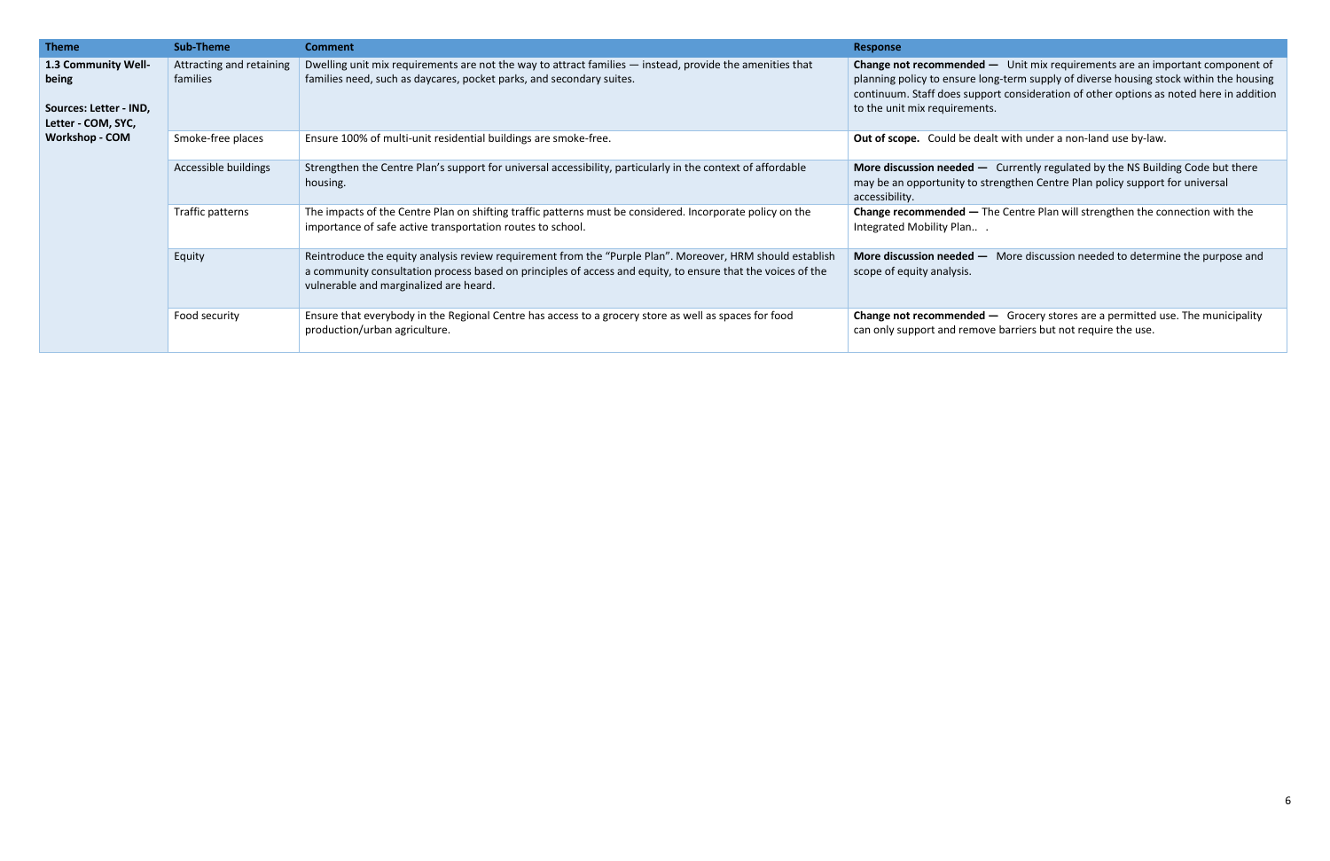| Theme | Sub-Theme | Comment | Response |
|---|---|---|---|
| **1.3 Community Well-being**<br><br>**Sources: Letter - IND, Letter - COM, SYC, Workshop - COM** | Attracting and retaining families | Dwelling unit mix requirements are not the way to attract families — instead, provide the amenities that families need, such as daycares, pocket parks, and secondary suites. | **Change not recommended —** Unit mix requirements are an important component of planning policy to ensure long-term supply of diverse housing stock within the housing continuum. Staff does support consideration of other options as noted here in addition to the unit mix requirements. |
| | Smoke-free places | Ensure 100% of multi-unit residential buildings are smoke-free. | **Out of scope.** Could be dealt with under a non-land use by-law. |
| | Accessible buildings | Strengthen the Centre Plan's support for universal accessibility, particularly in the context of affordable housing. | **More discussion needed —** Currently regulated by the NS Building Code but there may be an opportunity to strengthen Centre Plan policy support for universal accessibility. |
| | Traffic patterns | The impacts of the Centre Plan on shifting traffic patterns must be considered. Incorporate policy on the importance of safe active transportation routes to school. | **Change recommended —** The Centre Plan will strengthen the connection with the Integrated Mobility Plan.. . |
| | Equity | Reintroduce the equity analysis review requirement from the "Purple Plan". Moreover, HRM should establish a community consultation process based on principles of access and equity, to ensure that the voices of the vulnerable and marginalized are heard. | **More discussion needed —** More discussion needed to determine the purpose and scope of equity analysis. |
| | Food security | Ensure that everybody in the Regional Centre has access to a grocery store as well as spaces for food production/urban agriculture. | **Change not recommended —** Grocery stores are a permitted use. The municipality can only support and remove barriers but not require the use. |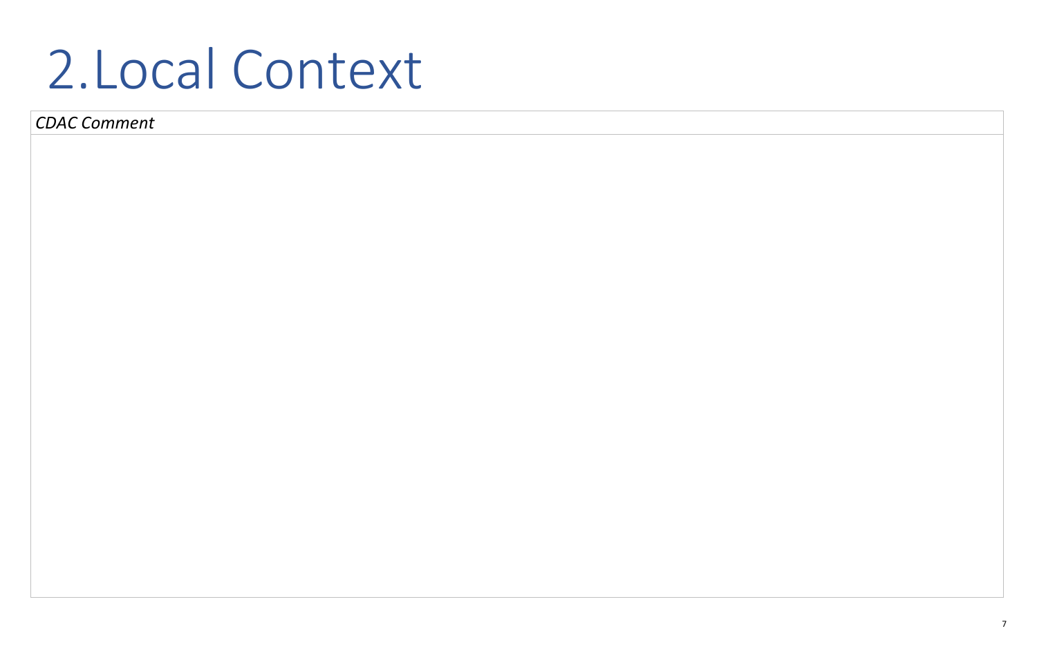# 2. Local Context

| *CDAC Comment* |
| --- |
| |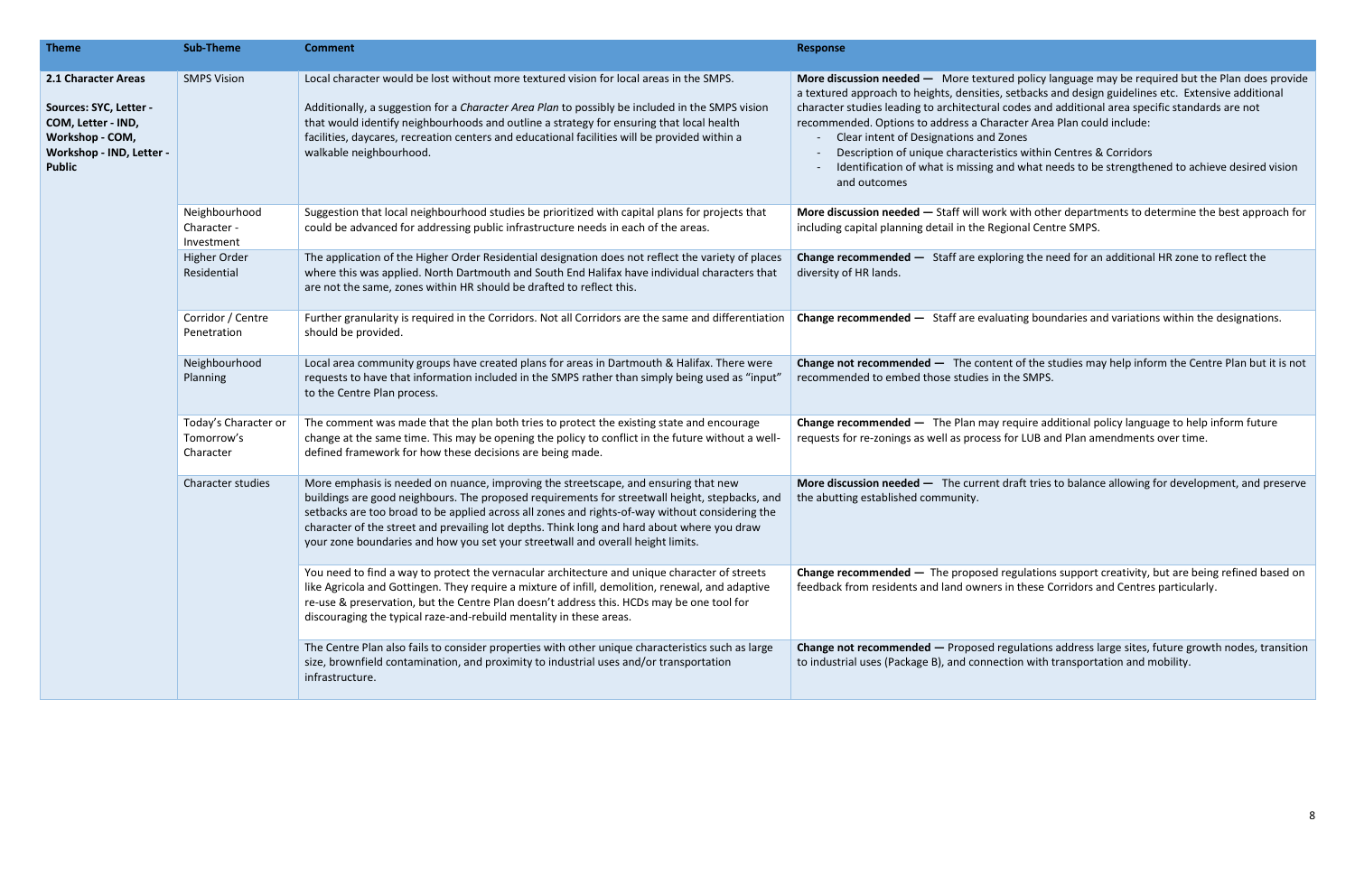| Theme | Sub-Theme | Comment | Response |
|---|---|---|---|
| **2.1 Character Areas**<br><br>**Sources: SYC, Letter - COM, Letter - IND, Workshop - COM, Workshop - IND, Letter - Public** | SMPS Vision | Local character would be lost without more textured vision for local areas in the SMPS.<br><br>Additionally, a suggestion for a *Character Area Plan* to possibly be included in the SMPS vision that would identify neighbourhoods and outline a strategy for ensuring that local health facilities, daycares, recreation centers and educational facilities will be provided within a walkable neighbourhood. | **More discussion needed —** More textured policy language may be required but the Plan does provide a textured approach to heights, densities, setbacks and design guidelines etc. Extensive additional character studies leading to architectural codes and additional area specific standards are not recommended. Options to address a Character Area Plan could include:<br>- Clear intent of Designations and Zones<br>- Description of unique characteristics within Centres & Corridors<br>- Identification of what is missing and what needs to be strengthened to achieve desired vision and outcomes |
| | Neighbourhood Character - Investment | Suggestion that local neighbourhood studies be prioritized with capital plans for projects that could be advanced for addressing public infrastructure needs in each of the areas. | **More discussion needed —** Staff will work with other departments to determine the best approach for including capital planning detail in the Regional Centre SMPS. |
| | Higher Order Residential | The application of the Higher Order Residential designation does not reflect the variety of places where this was applied. North Dartmouth and South End Halifax have individual characters that are not the same, zones within HR should be drafted to reflect this. | **Change recommended —** Staff are exploring the need for an additional HR zone to reflect the diversity of HR lands. |
| | Corridor / Centre Penetration | Further granularity is required in the Corridors. Not all Corridors are the same and differentiation should be provided. | **Change recommended —** Staff are evaluating boundaries and variations within the designations. |
| | Neighbourhood Planning | Local area community groups have created plans for areas in Dartmouth & Halifax. There were requests to have that information included in the SMPS rather than simply being used as "input" to the Centre Plan process. | **Change not recommended —** The content of the studies may help inform the Centre Plan but it is not recommended to embed those studies in the SMPS. |
| | Today's Character or Tomorrow's Character | The comment was made that the plan both tries to protect the existing state and encourage change at the same time. This may be opening the policy to conflict in the future without a well-defined framework for how these decisions are being made. | **Change recommended —** The Plan may require additional policy language to help inform future requests for re-zonings as well as process for LUB and Plan amendments over time. |
| | Character studies | More emphasis is needed on nuance, improving the streetscape, and ensuring that new buildings are good neighbours. The proposed requirements for streetwall height, stepbacks, and setbacks are too broad to be applied across all zones and rights-of-way without considering the character of the street and prevailing lot depths. Think long and hard about where you draw your zone boundaries and how you set your streetwall and overall height limits. | **More discussion needed —** The current draft tries to balance allowing for development, and preserve the abutting established community. |
| | | You need to find a way to protect the vernacular architecture and unique character of streets like Agricola and Gottingen. They require a mixture of infill, demolition, renewal, and adaptive re-use & preservation, but the Centre Plan doesn't address this. HCDs may be one tool for discouraging the typical raze-and-rebuild mentality in these areas. | **Change recommended —** The proposed regulations support creativity, but are being refined based on feedback from residents and land owners in these Corridors and Centres particularly. |
| | | The Centre Plan also fails to consider properties with other unique characteristics such as large size, brownfield contamination, and proximity to industrial uses and/or transportation infrastructure. | **Change not recommended —** Proposed regulations address large sites, future growth nodes, transition to industrial uses (Package B), and connection with transportation and mobility. |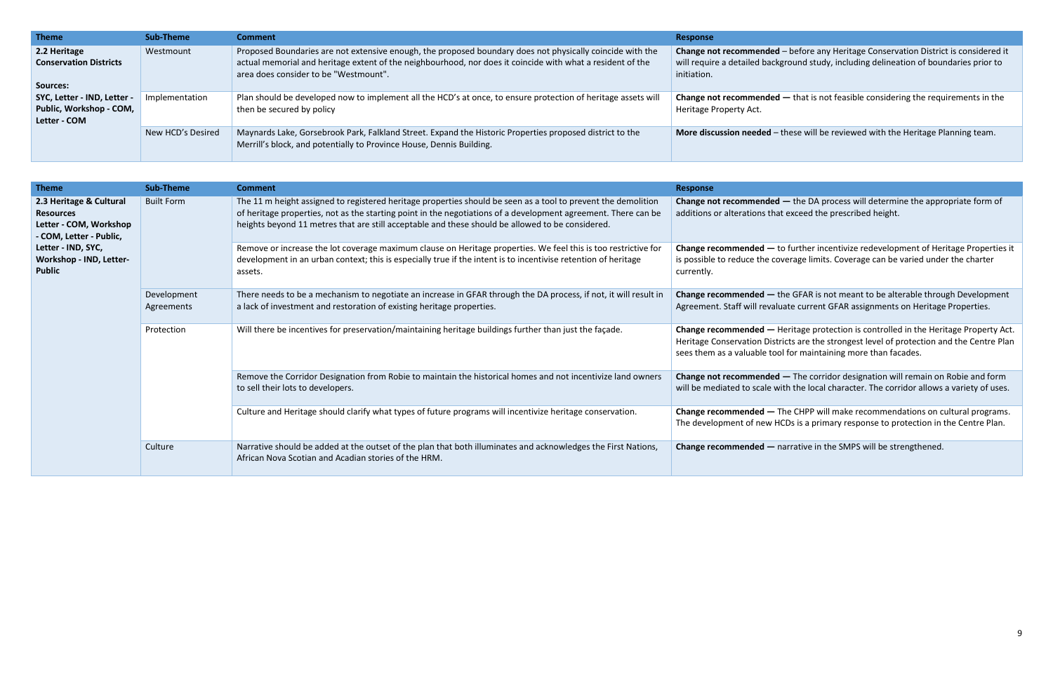| Theme | Sub-Theme | Comment | Response |
|---|---|---|---|
| **2.2 Heritage Conservation Districts**<br><br>**Sources:**<br>**SYC, Letter - IND, Letter - Public, Workshop - COM, Letter - COM** | Westmount | Proposed Boundaries are not extensive enough, the proposed boundary does not physically coincide with the actual memorial and heritage extent of the neighbourhood, nor does it coincide with what a resident of the area does consider to be "Westmount". | **Change not recommended** – before any Heritage Conservation District is considered it will require a detailed background study, including delineation of boundaries prior to initiation. |
| | Implementation | Plan should be developed now to implement all the HCD's at once, to ensure protection of heritage assets will then be secured by policy | **Change not recommended** — that is not feasible considering the requirements in the Heritage Property Act. |
| | New HCD's Desired | Maynards Lake, Gorsebrook Park, Falkland Street. Expand the Historic Properties proposed district to the Merrill's block, and potentially to Province House, Dennis Building. | **More discussion needed** – these will be reviewed with the Heritage Planning team. |

| Theme | Sub-Theme | Comment | Response |
|---|---|---|---|
| **2.3 Heritage & Cultural Resources**<br>**Letter - COM, Workshop - COM, Letter - Public, Letter - IND, SYC, Workshop - IND, Letter-Public** | Built Form | The 11 m height assigned to registered heritage properties should be seen as a tool to prevent the demolition of heritage properties, not as the starting point in the negotiations of a development agreement. There can be heights beyond 11 metres that are still acceptable and these should be allowed to be considered. | **Change not recommended** — the DA process will determine the appropriate form of additions or alterations that exceed the prescribed height. |
| | | Remove or increase the lot coverage maximum clause on Heritage properties. We feel this is too restrictive for development in an urban context; this is especially true if the intent is to incentivise retention of heritage assets. | **Change recommended** — to further incentivize redevelopment of Heritage Properties it is possible to reduce the coverage limits. Coverage can be varied under the charter currently. |
| | Development Agreements | There needs to be a mechanism to negotiate an increase in GFAR through the DA process, if not, it will result in a lack of investment and restoration of existing heritage properties. | **Change recommended** — the GFAR is not meant to be alterable through Development Agreement. Staff will revaluate current GFAR assignments on Heritage Properties. |
| | Protection | Will there be incentives for preservation/maintaining heritage buildings further than just the façade. | **Change recommended** — Heritage protection is controlled in the Heritage Property Act. Heritage Conservation Districts are the strongest level of protection and the Centre Plan sees them as a valuable tool for maintaining more than facades. |
| | | Remove the Corridor Designation from Robie to maintain the historical homes and not incentivize land owners to sell their lots to developers. | **Change not recommended** — The corridor designation will remain on Robie and form will be mediated to scale with the local character. The corridor allows a variety of uses. |
| | | Culture and Heritage should clarify what types of future programs will incentivize heritage conservation. | **Change recommended** — The CHPP will make recommendations on cultural programs. The development of new HCDs is a primary response to protection in the Centre Plan. |
| | Culture | Narrative should be added at the outset of the plan that both illuminates and acknowledges the First Nations, African Nova Scotian and Acadian stories of the HRM. | **Change recommended** — narrative in the SMPS will be strengthened. |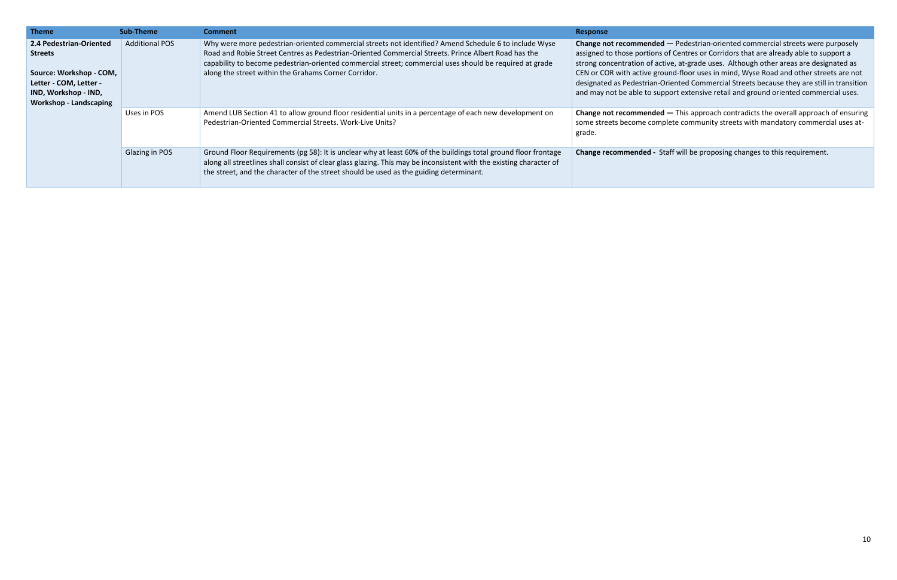| Theme | Sub-Theme | Comment | Response |
|---|---|---|---|
| **2.4 Pedestrian-Oriented Streets**<br><br>**Source: Workshop - COM, Letter - COM, Letter - IND, Workshop - IND, Workshop - Landscaping** | Additional POS | Why were more pedestrian-oriented commercial streets not identified? Amend Schedule 6 to include Wyse Road and Robie Street Centres as Pedestrian-Oriented Commercial Streets. Prince Albert Road has the capability to become pedestrian-oriented commercial street; commercial uses should be required at grade along the street within the Grahams Corner Corridor. | **Change not recommended —** Pedestrian-oriented commercial streets were purposely assigned to those portions of Centres or Corridors that are already able to support a strong concentration of active, at-grade uses. Although other areas are designated as CEN or COR with active ground-floor uses in mind, Wyse Road and other streets are not designated as Pedestrian-Oriented Commercial Streets because they are still in transition and may not be able to support extensive retail and ground oriented commercial uses. |
| | Uses in POS | Amend LUB Section 41 to allow ground floor residential units in a percentage of each new development on Pedestrian-Oriented Commercial Streets. Work-Live Units? | **Change not recommended —** This approach contradicts the overall approach of ensuring some streets become complete community streets with mandatory commercial uses at-grade. |
| | Glazing in POS | Ground Floor Requirements (pg 58): It is unclear why at least 60% of the buildings total ground floor frontage along all streetlines shall consist of clear glass glazing. This may be inconsistent with the existing character of the street, and the character of the street should be used as the guiding determinant. | **Change recommended -** Staff will be proposing changes to this requirement. |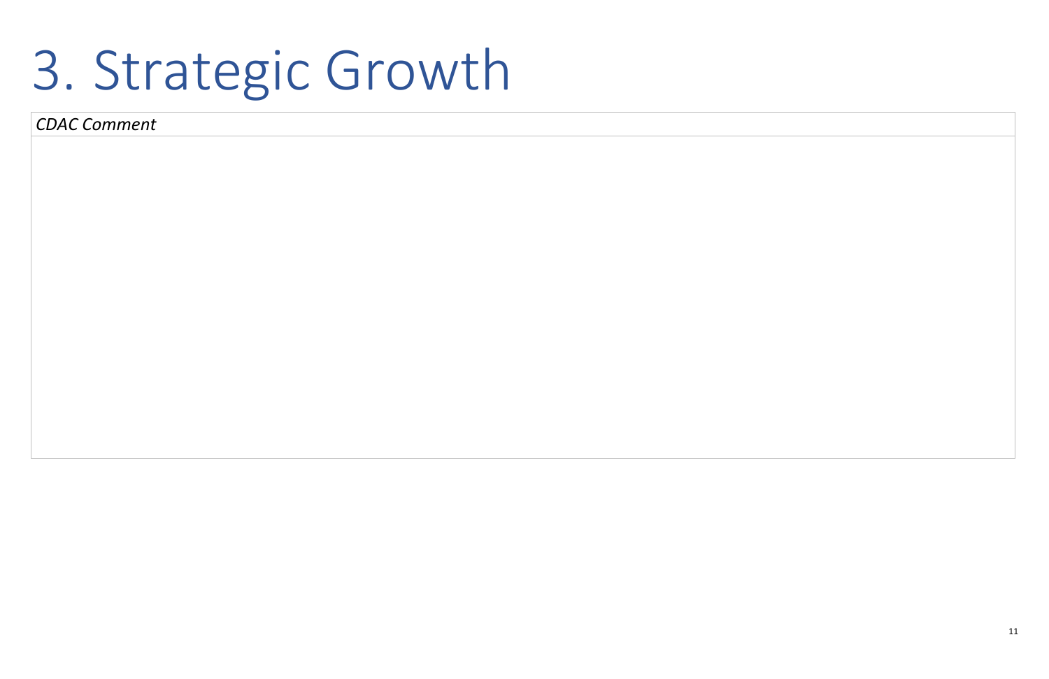# 3. Strategic Growth

| *CDAC Comment* |
| --- |
| |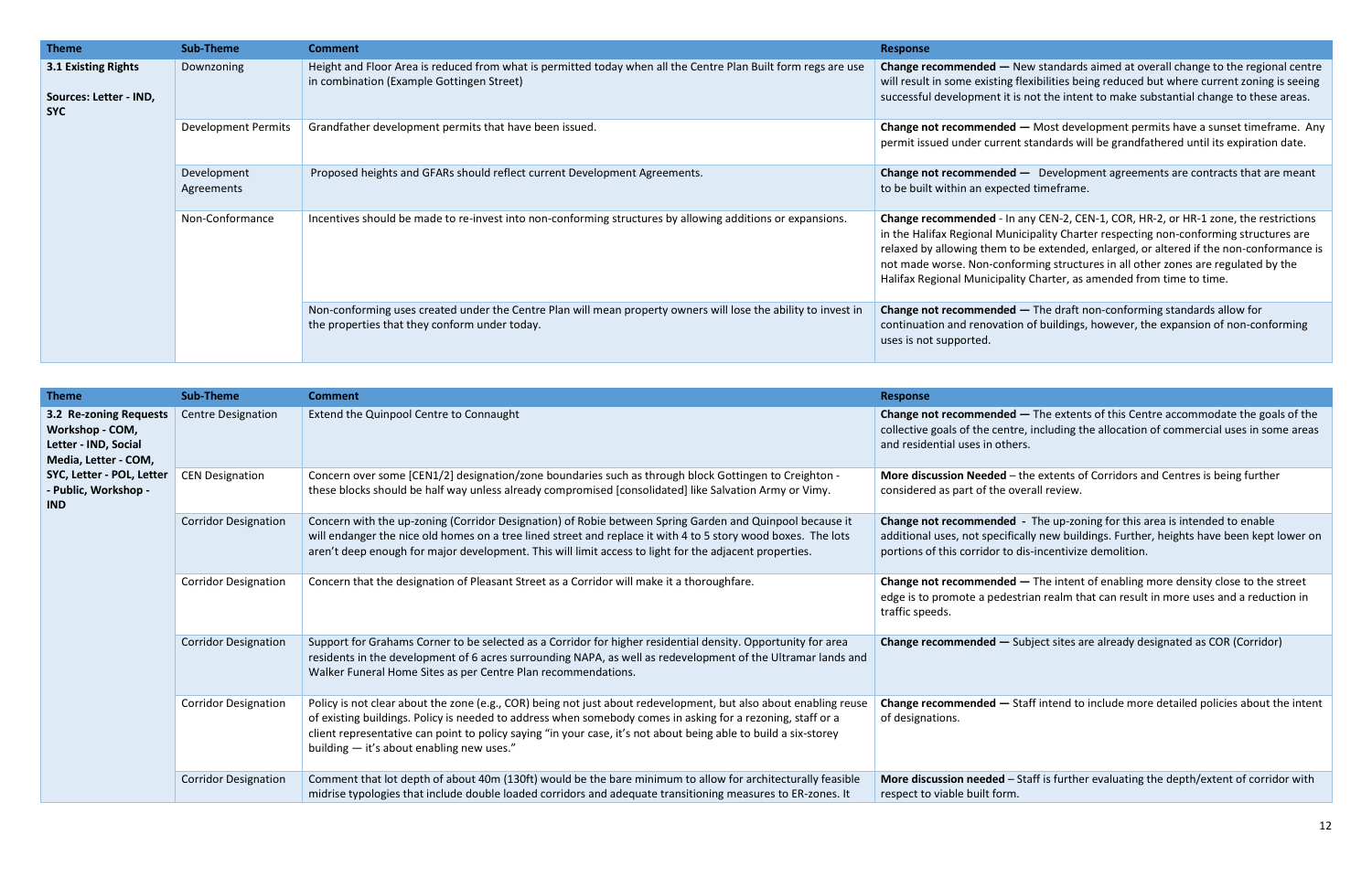| Theme | Sub-Theme | Comment | Response |
|---|---|---|---|
| **3.1 Existing Rights**<br><br>**Sources: Letter - IND, SYC** | Downzoning | Height and Floor Area is reduced from what is permitted today when all the Centre Plan Built form regs are use in combination (Example Gottingen Street) | **Change recommended —** New standards aimed at overall change to the regional centre will result in some existing flexibilities being reduced but where current zoning is seeing successful development it is not the intent to make substantial change to these areas. |
| | Development Permits | Grandfather development permits that have been issued. | **Change not recommended —** Most development permits have a sunset timeframe. Any permit issued under current standards will be grandfathered until its expiration date. |
| | Development Agreements | Proposed heights and GFARs should reflect current Development Agreements. | **Change not recommended —** Development agreements are contracts that are meant to be built within an expected timeframe. |
| | Non-Conformance | Incentives should be made to re-invest into non-conforming structures by allowing additions or expansions. | **Change recommended** - In any CEN-2, CEN-1, COR, HR-2, or HR-1 zone, the restrictions in the Halifax Regional Municipality Charter respecting non-conforming structures are relaxed by allowing them to be extended, enlarged, or altered if the non-conformance is not made worse. Non-conforming structures in all other zones are regulated by the Halifax Regional Municipality Charter, as amended from time to time. |
| | | Non-conforming uses created under the Centre Plan will mean property owners will lose the ability to invest in the properties that they conform under today. | **Change not recommended —** The draft non-conforming standards allow for continuation and renovation of buildings, however, the expansion of non-conforming uses is not supported. |

| Theme | Sub-Theme | Comment | Response |
|---|---|---|---|
| **3.2 Re-zoning Requests Workshop - COM, Letter - IND, Social Media, Letter - COM, SYC, Letter - POL, Letter - Public, Workshop - IND** | Centre Designation | Extend the Quinpool Centre to Connaught | **Change not recommended —** The extents of this Centre accommodate the goals of the collective goals of the centre, including the allocation of commercial uses in some areas and residential uses in others. |
| | CEN Designation | Concern over some [CEN1/2] designation/zone boundaries such as through block Gottingen to Creighton - these blocks should be half way unless already compromised [consolidated] like Salvation Army or Vimy. | **More discussion Needed** – the extents of Corridors and Centres is being further considered as part of the overall review. |
| | Corridor Designation | Concern with the up-zoning (Corridor Designation) of Robie between Spring Garden and Quinpool because it will endanger the nice old homes on a tree lined street and replace it with 4 to 5 story wood boxes. The lots aren't deep enough for major development. This will limit access to light for the adjacent properties. | **Change not recommended** - The up-zoning for this area is intended to enable additional uses, not specifically new buildings. Further, heights have been kept lower on portions of this corridor to dis-incentivize demolition. |
| | Corridor Designation | Concern that the designation of Pleasant Street as a Corridor will make it a thoroughfare. | **Change not recommended —** The intent of enabling more density close to the street edge is to promote a pedestrian realm that can result in more uses and a reduction in traffic speeds. |
| | Corridor Designation | Support for Grahams Corner to be selected as a Corridor for higher residential density. Opportunity for area residents in the development of 6 acres surrounding NAPA, as well as redevelopment of the Ultramar lands and Walker Funeral Home Sites as per Centre Plan recommendations. | **Change recommended —** Subject sites are already designated as COR (Corridor) |
| | Corridor Designation | Policy is not clear about the zone (e.g., COR) being not just about redevelopment, but also about enabling reuse of existing buildings. Policy is needed to address when somebody comes in asking for a rezoning, staff or a client representative can point to policy saying "in your case, it's not about being able to build a six-storey building — it's about enabling new uses." | **Change recommended —** Staff intend to include more detailed policies about the intent of designations. |
| | Corridor Designation | Comment that lot depth of about 40m (130ft) would be the bare minimum to allow for architecturally feasible midrise typologies that include double loaded corridors and adequate transitioning measures to ER-zones. It | **More discussion needed** – Staff is further evaluating the depth/extent of corridor with respect to viable built form. |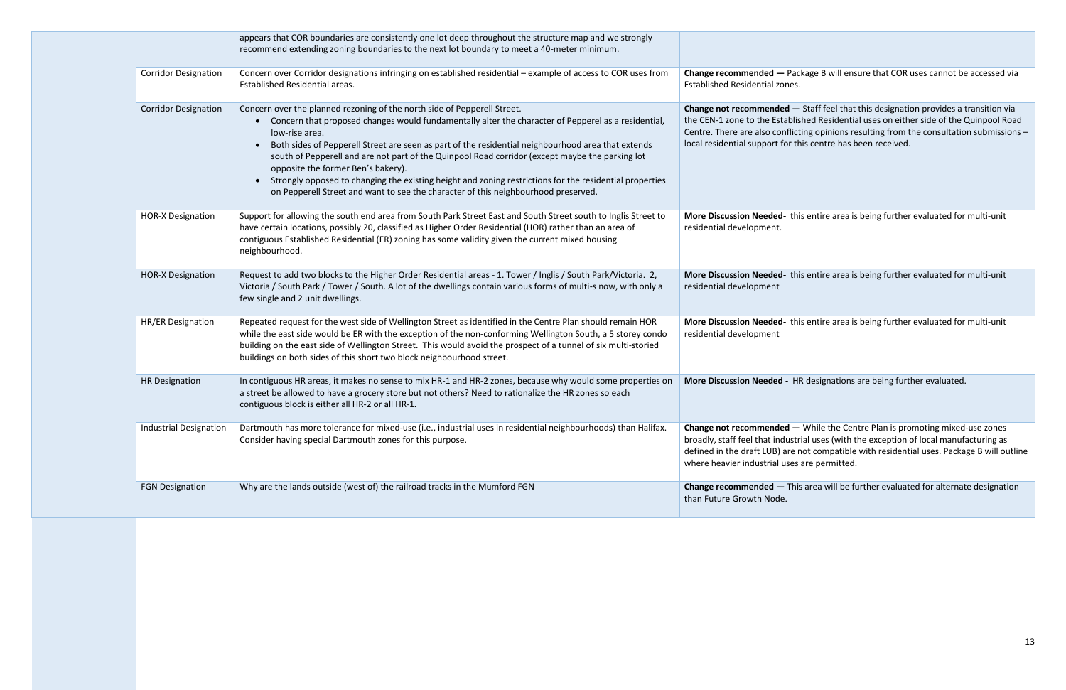| | | |
|---|---|---|
| | appears that COR boundaries are consistently one lot deep throughout the structure map and we strongly recommend extending zoning boundaries to the next lot boundary to meet a 40-meter minimum. | |
| Corridor Designation | Concern over Corridor designations infringing on established residential – example of access to COR uses from Established Residential areas. | **Change recommended —** Package B will ensure that COR uses cannot be accessed via Established Residential zones. |
| Corridor Designation | Concern over the planned rezoning of the north side of Pepperell Street.<br>• Concern that proposed changes would fundamentally alter the character of Pepperel as a residential, low-rise area.<br>• Both sides of Pepperell Street are seen as part of the residential neighbourhood area that extends south of Pepperell and are not part of the Quinpool Road corridor (except maybe the parking lot opposite the former Ben's bakery).<br>• Strongly opposed to changing the existing height and zoning restrictions for the residential properties on Pepperell Street and want to see the character of this neighbourhood preserved. | **Change not recommended —** Staff feel that this designation provides a transition via the CEN-1 zone to the Established Residential uses on either side of the Quinpool Road Centre. There are also conflicting opinions resulting from the consultation submissions – local residential support for this centre has been received. |
| HOR-X Designation | Support for allowing the south end area from South Park Street East and South Street south to Inglis Street to have certain locations, possibly 20, classified as Higher Order Residential (HOR) rather than an area of contiguous Established Residential (ER) zoning has some validity given the current mixed housing neighbourhood. | **More Discussion Needed-** this entire area is being further evaluated for multi-unit residential development. |
| HOR-X Designation | Request to add two blocks to the Higher Order Residential areas - 1. Tower / Inglis / South Park/Victoria. 2, Victoria / South Park / Tower / South. A lot of the dwellings contain various forms of multi-s now, with only a few single and 2 unit dwellings. | **More Discussion Needed-** this entire area is being further evaluated for multi-unit residential development |
| HR/ER Designation | Repeated request for the west side of Wellington Street as identified in the Centre Plan should remain HOR while the east side would be ER with the exception of the non-conforming Wellington South, a 5 storey condo building on the east side of Wellington Street. This would avoid the prospect of a tunnel of six multi-storied buildings on both sides of this short two block neighbourhood street. | **More Discussion Needed-** this entire area is being further evaluated for multi-unit residential development |
| HR Designation | In contiguous HR areas, it makes no sense to mix HR-1 and HR-2 zones, because why would some properties on a street be allowed to have a grocery store but not others? Need to rationalize the HR zones so each contiguous block is either all HR-2 or all HR-1. | **More Discussion Needed -** HR designations are being further evaluated. |
| Industrial Designation | Dartmouth has more tolerance for mixed-use (i.e., industrial uses in residential neighbourhoods) than Halifax. Consider having special Dartmouth zones for this purpose. | **Change not recommended —** While the Centre Plan is promoting mixed-use zones broadly, staff feel that industrial uses (with the exception of local manufacturing as defined in the draft LUB) are not compatible with residential uses. Package B will outline where heavier industrial uses are permitted. |
| FGN Designation | Why are the lands outside (west of) the railroad tracks in the Mumford FGN | **Change recommended —** This area will be further evaluated for alternate designation than Future Growth Node. |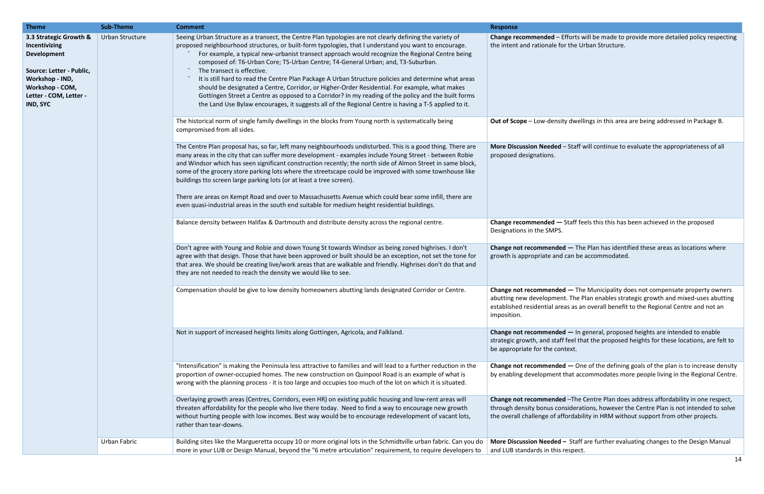| Theme | Sub-Theme | Comment | Response |
|---|---|---|---|
| **3.3 Strategic Growth & Incentivizing Development**<br><br>**Source: Letter - Public, Workshop - IND, Workshop - COM, Letter - COM, Letter - IND, SYC** | Urban Structure | Seeing Urban Structure as a transect, the Centre Plan typologies are not clearly defining the variety of proposed neighbourhood structures, or built-form typologies, that I understand you want to encourage.<br>- For example, a typical new-urbanist transect approach would recognize the Regional Centre being composed of: T6-Urban Core; T5-Urban Centre; T4-General Urban; and, T3-Suburban.<br>- The transect is effective.<br>- It is still hard to read the Centre Plan Package A Urban Structure policies and determine what areas should be designated a Centre, Corridor, or Higher-Order Residential. For example, what makes Gottingen Street a Centre as opposed to a Corridor? In my reading of the policy and the built forms the Land Use Bylaw encourages, it suggests all of the Regional Centre is having a T-5 applied to it. | **Change recommended** – Efforts will be made to provide more detailed policy respecting the intent and rationale for the Urban Structure. |
| | | The historical norm of single family dwellings in the blocks from Young north is systematically being compromised from all sides. | **Out of Scope** – Low-density dwellings in this area are being addressed in Package B. |
| | | The Centre Plan proposal has, so far, left many neighbourhoods undisturbed. This is a good thing. There are many areas in the city that can suffer more development - examples include Young Street - between Robie and Windsor which has seen significant construction recently; the north side of Almon Street in same block, some of the grocery store parking lots where the streetscape could be improved with some townhouse like buildings tto screen large parking lots (or at least a tree screen).<br><br>There are areas on Kempt Road and over to Massachusetts Avenue which could bear some infill, there are even quasi-industrial areas in the south end suitable for medium height residential buildings. | **More Discussion Needed** – Staff will continue to evaluate the appropriateness of all proposed designations. |
| | | Balance density between Halifax & Dartmouth and distribute density across the regional centre. | **Change recommended —** Staff feels this this has been achieved in the proposed Designations in the SMPS. |
| | | Don't agree with Young and Robie and down Young St towards Windsor as being zoned highrises. I don't agree with that design. Those that have been approved or built should be an exception, not set the tone for that area. We should be creating live/work areas that are walkable and friendly. Highrises don't do that and they are not needed to reach the density we would like to see. | **Change not recommended —** The Plan has identified these areas as locations where growth is appropriate and can be accommodated. |
| | | Compensation should be give to low density homeowners abutting lands designated Corridor or Centre. | **Change not recommended —** The Municipality does not compensate property owners abutting new development. The Plan enables strategic growth and mixed-uses abutting established residential areas as an overall benefit to the Regional Centre and not an imposition. |
| | | Not in support of increased heights limits along Gottinen, Agricola, and Falkland. | **Change not recommended —** In general, proposed heights are intended to enable strategic growth, and staff feel that the proposed heights for these locations, are felt to be appropriate for the context. |
| | | "Intensification" is making the Peninsula less attractive to families and will lead to a further reduction in the proportion of owner-occupied homes. The new construction on Quinpool Road is an example of what is wrong with the planning process - it is too large and occupies too much of the lot on which it is situated. | **Change not recommended —** One of the defining goals of the plan is to increase density by enabling development that accommodates more people living in the Regional Centre. |
| | | Overlaying growth areas (Centres, Corridors, even HR) on existing public housing and low-rent areas will threaten affordability for the people who live there today. Need to find a way to encourage new growth without hurting people with low incomes. Best way would be to encourage redevelopment of vacant lots, rather than tear-downs. | **Change not recommended** –The Centre Plan does address affordability in one respect, through density bonus considerations, however the Centre Plan is not intended to solve the overall challenge of affordability in HRM without support from other projects. |
| | Urban Fabric | Building sites like the Marගueretta occupy 10 or more original lots in the Schmidtville urban fabric. Can you do more in your LUB or Design Manual, beyond the "6 metre articulation" requirement, to require developers to | **More Discussion Needed –** Staff are further evaluating changes to the Design Manual and LUB standards in this respect. |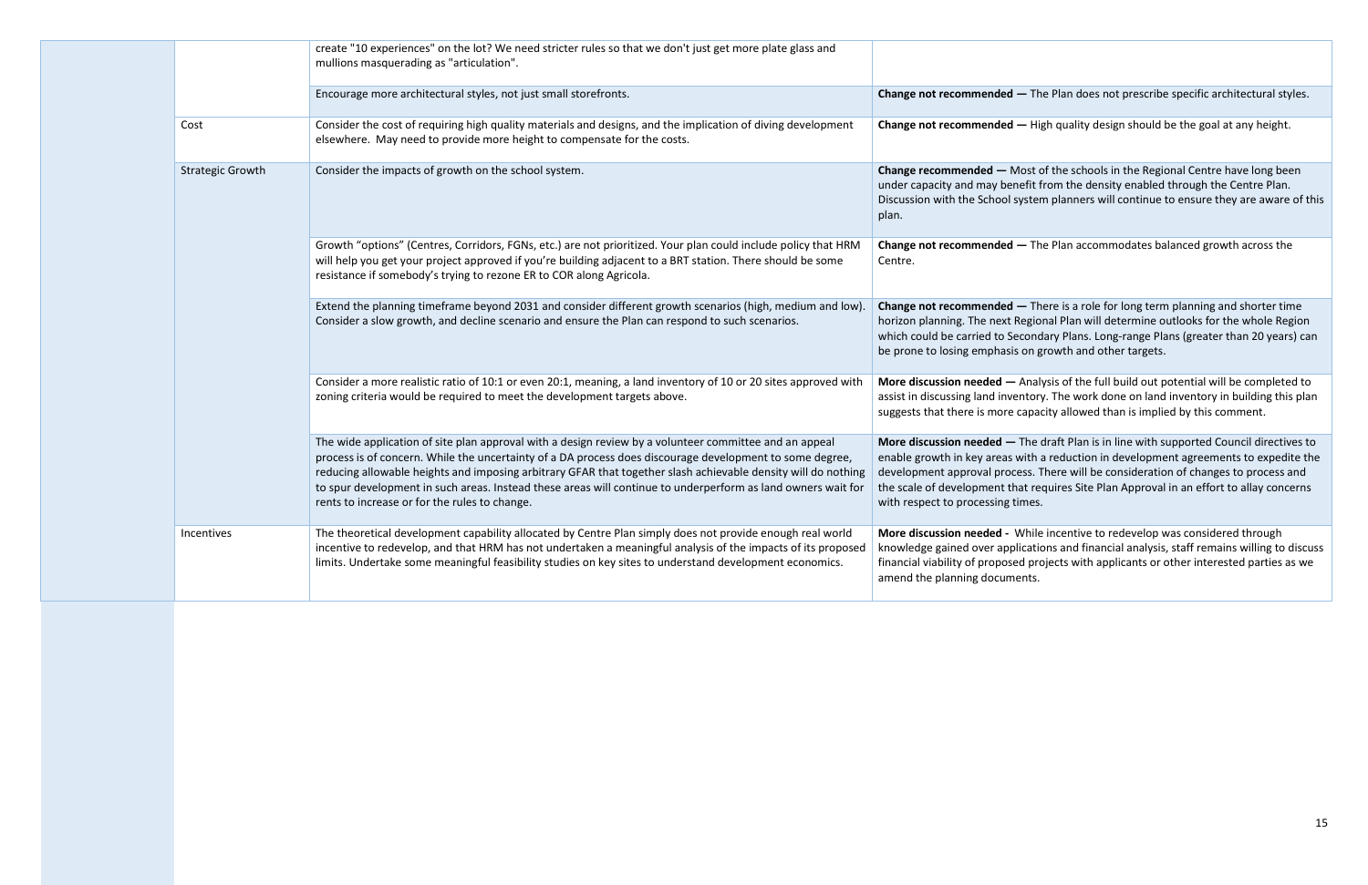| | | | |
|---|---|---|---|
| | | create "10 experiences" on the lot? We need stricter rules so that we don't just get more plate glass and mullions masquerading as "articulation". | |
| | | Encourage more architectural styles, not just small storefronts. | **Change not recommended —** The Plan does not prescribe specific architectural styles. |
| | Cost | Consider the cost of requiring high quality materials and designs, and the implication of diving development elsewhere. May need to provide more height to compensate for the costs. | **Change not recommended —** High quality design should be the goal at any height. |
| | Strategic Growth | Consider the impacts of growth on the school system. | **Change recommended —** Most of the schools in the Regional Centre have long been under capacity and may benefit from the density enabled through the Centre Plan. Discussion with the School system planners will continue to ensure they are aware of this plan. |
| | | Growth "options" (Centres, Corridors, FGNs, etc.) are not prioritized. Your plan could include policy that HRM will help you get your project approved if you're building adjacent to a BRT station. There should be some resistance if somebody's trying to rezone ER to COR along Agricola. | **Change not recommended —** The Plan accommodates balanced growth across the Centre. |
| | | Extend the planning timeframe beyond 2031 and consider different growth scenarios (high, medium and low). Consider a slow growth, and decline scenario and ensure the Plan can respond to such scenarios. | **Change not recommended —** There is a role for long term planning and shorter time horizon planning. The next Regional Plan will determine outlooks for the whole Region which could be carried to Secondary Plans. Long-range Plans (greater than 20 years) can be prone to losing emphasis on growth and other targets. |
| | | Consider a more realistic ratio of 10:1 or even 20:1, meaning, a land inventory of 10 or 20 sites approved with zoning criteria would be required to meet the development targets above. | **More discussion needed —** Analysis of the full build out potential will be completed to assist in discussing land inventory. The work done on land inventory in building this plan suggests that there is more capacity allowed than is implied by this comment. |
| | | The wide application of site plan approval with a design review by a volunteer committee and an appeal process is of concern. While the uncertainty of a DA process does discourage development to some degree, reducing allowable heights and imposing arbitrary GFAR that together slash achievable density will do nothing to spur development in such areas. Instead these areas will continue to underperform as land owners wait for rents to increase or for the rules to change. | **More discussion needed —** The draft Plan is in line with supported Council directives to enable growth in key areas with a reduction in development agreements to expedite the development approval process. There will be consideration of changes to process and the scale of development that requires Site Plan Approval in an effort to allay concerns with respect to processing times. |
| | Incentives | The theoretical development capability allocated by Centre Plan simply does not provide enough real world incentive to redevelop, and that HRM has not undertaken a meaningful analysis of the impacts of its proposed limits. Undertake some meaningful feasibility studies on key sites to understand development economics. | **More discussion needed -** While incentive to redevelop was considered through knowledge gained over applications and financial analysis, staff remains willing to discuss financial viability of proposed projects with applicants or other interested parties as we amend the planning documents. |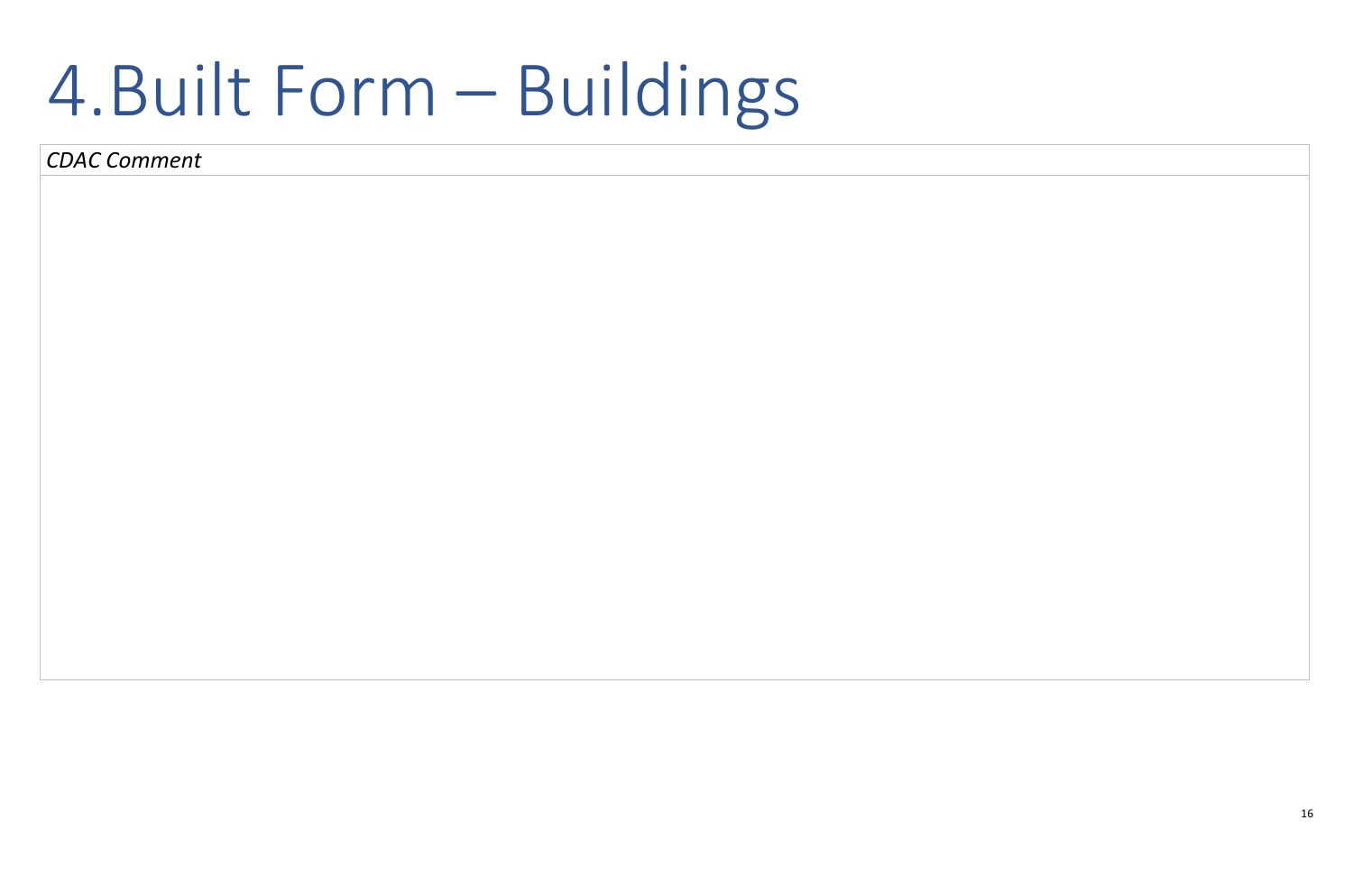# 4. Built Form – Buildings

| *CDAC Comment* |
| --- |
| |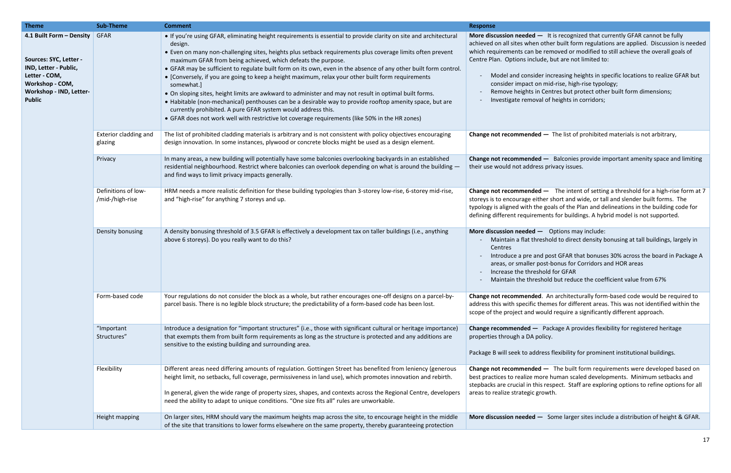| Theme | Sub-Theme | Comment | Response |
|---|---|---|---|
| **4.1 Built Form – Density**<br><br>**Sources: SYC, Letter - IND, Letter - Public, Letter - COM, Workshop - COM, Workshop - IND, Letter-Public** | GFAR | • If you're using GFAR, eliminating height requirements is essential to provide clarity on site and architectural design.<br>• Even on many non-challenging sites, heights plus setback requirements plus coverage limits often prevent maximum GFAR from being achieved, which defeats the purpose.<br>• GFAR may be sufficient to regulate built form on its own, even in the absence of any other built form control.<br>• [Conversely, if you are going to keep a height maximum, relax your other built form requirements somewhat.]<br>• On sloping sites, height limits are awkward to administer and may not result in optimal built forms.<br>• Habitable (non-mechanical) penthouses can be a desirable way to provide rooftop amenity space, but are currently prohibited. A pure GFAR system would address this.<br>• GFAR does not work well with restrictive lot coverage requirements (like 50% in the HR zones) | **More discussion needed —** It is recognized that currently GFAR cannot be fully achieved on all sites when other built form regulations are applied. Discussion is needed which requirements can be removed or modified to still achieve the overall goals of Centre Plan. Options include, but are not limited to:<br><br>- Model and consider increasing heights in specific locations to realize GFAR but consider impact on mid-rise, high-rise typology;<br>- Remove heights in Centres but protect other built form dimensions;<br>- Investigate removal of heights in corridors; |
| | Exterior cladding and glazing | The list of prohibited cladding materials is arbitrary and is not consistent with policy objectives encouraging design innovation. In some instances, plywood or concrete blocks might be used as a design element. | **Change not recommended —** The list of prohibited materials is not arbitrary, |
| | Privacy | In many areas, a new building will potentially have some balconies overlooking backyards in an established residential neighbourhood. Restrict where balconies can overlook depending on what is around the building — and find ways to limit privacy impacts generally. | **Change not recommended —** Balconies provide important amenity space and limiting their use would not address privacy issues. |
| | Definitions of low-/mid-/high-rise | HRM needs a more realistic definition for these building typologies than 3-storey low-rise, 6-storey mid-rise, and "high-rise" for anything 7 storeys and up. | **Change not recommended —** The intent of setting a threshold for a high-rise form at 7 storeys is to encourage either short and wide, or tall and slender built forms. The typology is aligned with the goals of the Plan and delineations in the building code for defining different requirements for buildings. A hybrid model is not supported. |
| | Density bonusing | A density bonusing threshold of 3.5 GFAR is effectively a development tax on taller buildings (i.e., anything above 6 storeys). Do you really want to do this? | **More discussion needed —** Options may include:<br>- Maintain a flat threshold to direct density bonusing at tall buildings, largely in Centres<br>- Introduce a pre and post GFAR that bonuses 30% across the board in Package A areas, or smaller post-bonus for Corridors and HOR areas<br>- Increase the threshold for GFAR<br>- Maintain the threshold but reduce the coefficient value from 67% |
| | Form-based code | Your regulations do not consider the block as a whole, but rather encourages one-off designs on a parcel-by-parcel basis. There is no legible block structure; the predictability of a form-based code has been lost. | **Change not recommended**. An architecturally form-based code would be required to address this with specific themes for different areas. This was not identified within the scope of the project and would require a significantly different approach. |
| | "Important Structures" | Introduce a designation for "important structures" (i.e., those with significant cultural or heritage importance) that exempts them from built form requirements as long as the structure is protected and any additions are sensitive to the existing building and surrounding area. | **Change recommended —** Package A provides flexibility for registered heritage properties through a DA policy.<br><br>Package B will seek to address flexibility for prominent institutional buildings. |
| | Flexibility | Different areas need differing amounts of regulation. Gottingen Street has benefited from leniency (generous height limit, no setbacks, full coverage, permissiveness in land use), which promotes innovation and rebirth.<br><br>In general, given the wide range of property sizes, shapes, and contexts across the Regional Centre, developers need the ability to adapt to unique conditions. "One size fits all" rules are unworkable. | **Change not recommended —** The built form requirements were developed based on best practices to realize more human scaled developments. Minimum setbacks and stepbacks are crucial in this respect. Staff are exploring options to refine options for all areas to realize strategic growth. |
| | Height mapping | On larger sites, HRM should vary the maximum heights map across the site, to encourage height in the middle of the site that transitions to lower forms elsewhere on the same property, thereby guaranteeing protection | **More discussion needed —** Some larger sites include a distribution of height & GFAR. |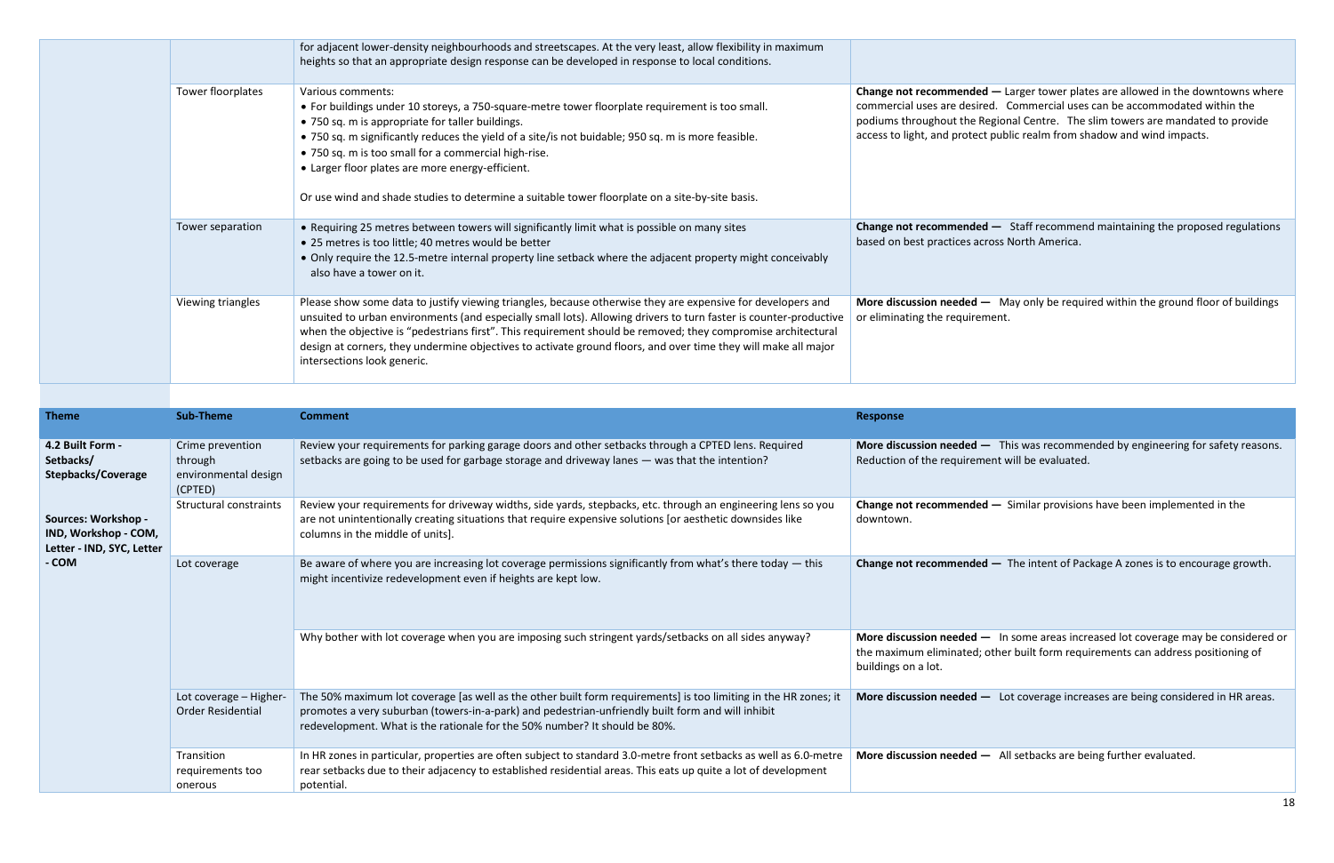| | | | |
|---|---|---|---|
| | | for adjacent lower-density neighbourhoods and streetscapes. At the very least, allow flexibility in maximum heights so that an appropriate design response can be developed in response to local conditions. | |
| | Tower floorplates | Various comments:<br>• For buildings under 10 storeys, a 750-square-metre tower floorplate requirement is too small.<br>• 750 sq. m is appropriate for taller buildings.<br>• 750 sq. m significantly reduces the yield of a site/is not buidable; 950 sq. m is more feasible.<br>• 750 sq. m is too small for a commercial high-rise.<br>• Larger floor plates are more energy-efficient.<br><br>Or use wind and shade studies to determine a suitable tower floorplate on a site-by-site basis. | **Change not recommended —** Larger tower plates are allowed in the downtowns where commercial uses are desired. Commercial uses can be accommodated within the podiums throughout the Regional Centre. The slim towers are mandated to provide access to light, and protect public realm from shadow and wind impacts. |
| | Tower separation | • Requiring 25 metres between towers will significantly limit what is possible on many sites<br>• 25 metres is too little; 40 metres would be better<br>• Only require the 12.5-metre internal property line setback where the adjacent property might conceivably also have a tower on it. | **Change not recommended —** Staff recommend maintaining the proposed regulations based on best practices across North America. |
| | Viewing triangles | Please show some data to justify viewing triangles, because otherwise they are expensive for developers and unsuited to urban environments (and especially small lots). Allowing drivers to turn faster is counter-productive when the objective is "pedestrians first". This requirement should be removed; they compromise architectural design at corners, they undermine objectives to activate ground floors, and over time they will make all major intersections look generic. | **More discussion needed —** May only be required within the ground floor of buildings or eliminating the requirement. |

| Theme | Sub-Theme | Comment | Response |
|---|---|---|---|
| **4.2 Built Form - Setbacks/ Stepbacks/Coverage**<br><br>**Sources: Workshop - IND, Workshop - COM, Letter - IND, SYC, Letter - COM** | Crime prevention through environmental design (CPTED) | Review your requirements for parking garage doors and other setbacks through a CPTED lens. Required setbacks are going to be used for garbage storage and driveway lanes — was that the intention? | **More discussion needed —** This was recommended by engineering for safety reasons. Reduction of the requirement will be evaluated. |
| | Structural constraints | Review your requirements for driveway widths, side yards, stepbacks, etc. through an engineering lens so you are not unintentionally creating situations that require expensive solutions [or aesthetic downsides like columns in the middle of units]. | **Change not recommended —** Similar provisions have been implemented in the downtown. |
| | Lot coverage | Be aware of where you are increasing lot coverage permissions significantly from what's there today — this might incentivize redevelopment even if heights are kept low. | **Change not recommended —** The intent of Package A zones is to encourage growth. |
| | | Why bother with lot coverage when you are imposing such stringent yards/setbacks on all sides anyway? | **More discussion needed —** In some areas increased lot coverage may be considered or the maximum eliminated; other built form requirements can address positioning of buildings on a lot. |
| | Lot coverage – Higher-Order Residential | The 50% maximum lot coverage [as well as the other built form requirements] is too limiting in the HR zones; it promotes a very suburban (towers-in-a-park) and pedestrian-unfriendly built form and will inhibit redevelopment. What is the rationale for the 50% number? It should be 80%. | **More discussion needed —** Lot coverage increases are being considered in HR areas. |
| | Transition requirements too onerous | In HR zones in particular, properties are often subject to standard 3.0-metre front setbacks as well as 6.0-metre rear setbacks due to their adjacency to established residential areas. This eats up quite a lot of development potential. | **More discussion needed —** All setbacks are being further evaluated. |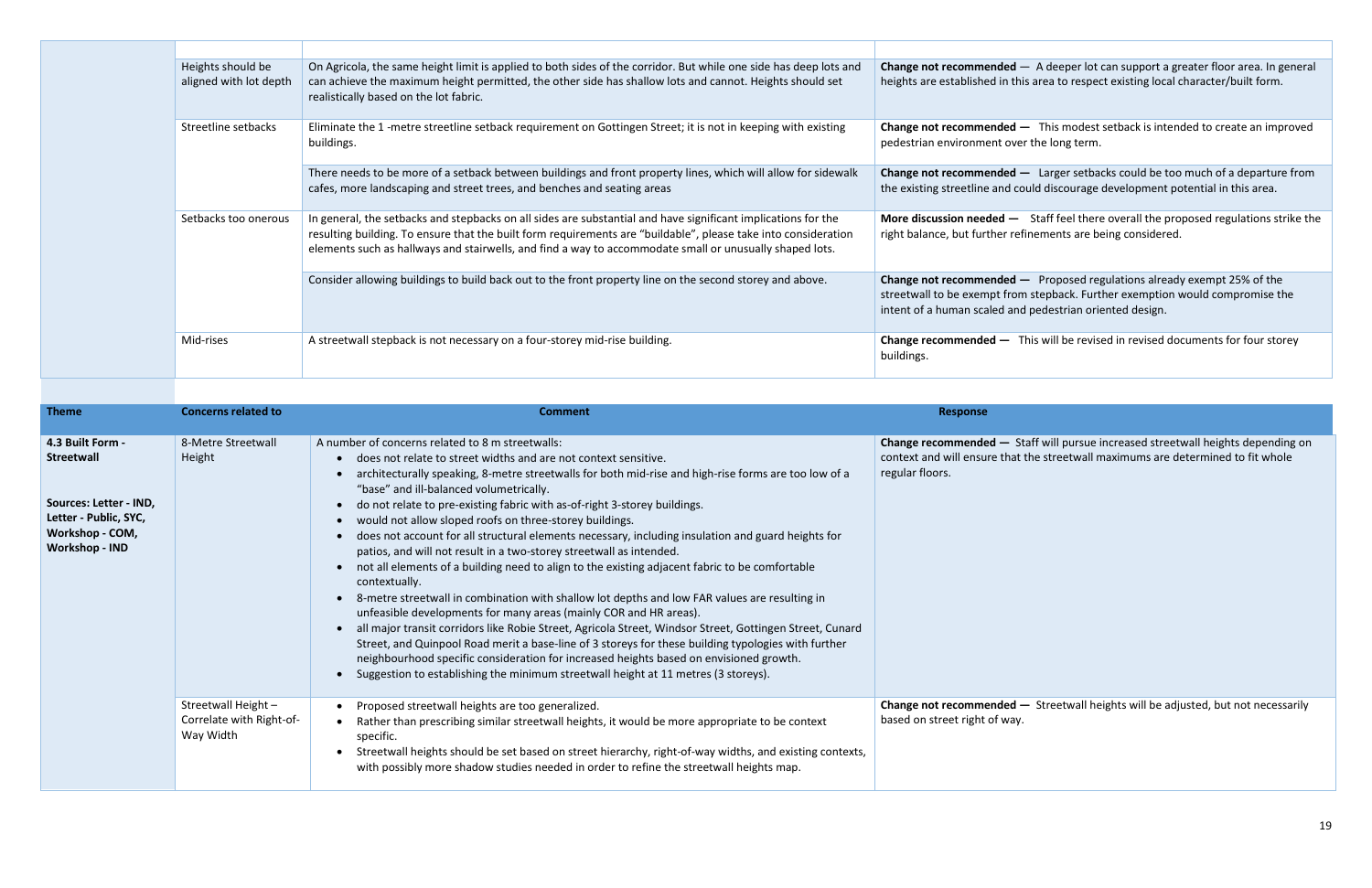| | | | |
|---|---|---|---|
| | Heights should be aligned with lot depth | On Agricola, the same height limit is applied to both sides of the corridor. But while one side has deep lots and can achieve the maximum height permitted, the other side has shallow lots and cannot. Heights should set realistically based on the lot fabric. | **Change not recommended** — A deeper lot can support a greater floor area. In general heights are established in this area to respect existing local character/built form. |
| | Streetline setbacks | Eliminate the 1 -metre streetline setback requirement on Gottingen Street; it is not in keeping with existing buildings. | **Change not recommended —** This modest setback is intended to create an improved pedestrian environment over the long term. |
| | | There needs to be more of a setback between buildings and front property lines, which will allow for sidewalk cafes, more landscaping and street trees, and benches and seating areas | **Change not recommended —** Larger setbacks could be too much of a departure from the existing streetline and could discourage development potential in this area. |
| | Setbacks too onerous | In general, the setbacks and stepbacks on all sides are substantial and have significant implications for the resulting building. To ensure that the built form requirements are "buildable", please take into consideration elements such as hallways and stairwells, and find a way to accommodate small or unusually shaped lots. | **More discussion needed —** Staff feel there overall the proposed regulations strike the right balance, but further refinements are being considered. |
| | | Consider allowing buildings to build back out to the front property line on the second storey and above. | **Change not recommended —** Proposed regulations already exempt 25% of the streetwall to be exempt from stepback. Further exemption would compromise the intent of a human scaled and pedestrian oriented design. |
| | Mid-rises | A streetwall stepback is not necessary on a four-storey mid-rise building. | **Change recommended —** This will be revised in revised documents for four storey buildings. |

| Theme | Concerns related to | Comment | Response |
|---|---|---|---|
| **4.3 Built Form - Streetwall**<br><br>**Sources: Letter - IND, Letter - Public, SYC, Workshop - COM, Workshop - IND** | 8-Metre Streetwall Height | A number of concerns related to 8 m streetwalls:<br>• does not relate to street widths and are not context sensitive.<br>• architecturally speaking, 8-metre streetwalls for both mid-rise and high-rise forms are too low of a "base" and ill-balanced volumetrically.<br>• do not relate to pre-existing fabric with as-of-right 3-storey buildings.<br>• would not allow sloped roofs on three-storey buildings.<br>• does not account for all structural elements necessary, including insulation and guard heights for patios, and will not result in a two-storey streetwall as intended.<br>• not all elements of a building need to align to the existing adjacent fabric to be comfortable contextually.<br>• 8-metre streetwall in combination with shallow lot depths and low FAR values are resulting in unfeasible developments for many areas (mainly COR and HR areas).<br>• all major transit corridors like Robie Street, Agricola Street, Windsor Street, Gottingen Street, Cunard Street, and Quinpool Road merit a base-line of 3 storeys for these building typologies with further neighbourhood specific consideration for increased heights based on envisioned growth.<br>• Suggestion to establishing the minimum streetwall height at 11 metres (3 storeys). | **Change recommended —** Staff will pursue increased streetwall heights depending on context and will ensure that the streetwall maximums are determined to fit whole regular floors. |
| | Streetwall Height – Correlate with Right-of-Way Width | • Proposed streetwall heights are too generalized.<br>• Rather than prescribing similar streetwall heights, it would be more appropriate to be context specific.<br>• Streetwall heights should be set based on street hierarchy, right-of-way widths, and existing contexts, with possibly more shadow studies needed in order to refine the streetwall heights map. | **Change not recommended —** Streetwall heights will be adjusted, but not necessarily based on street right of way. |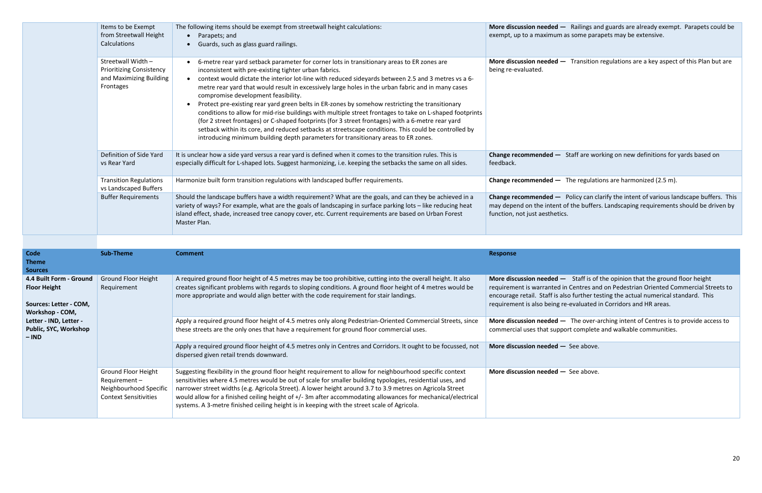| | | | |
|---|---|---|---|
| | Items to be Exempt from Streetwall Height Calculations | The following items should be exempt from streetwall height calculations:<br>• Parapets; and<br>• Guards, such as glass guard railings. | **More discussion needed —** Railings and guards are already exempt. Parapets could be exempt, up to a maximum as some parapets may be extensive. |
| | Streetwall Width – Prioritizing Consistency and Maximizing Building Frontages | • 6-metre rear yard setback parameter for corner lots in transitional areas to ER zones are inconsistent with pre-existing tighter urban fabrics.<br>• context would dictate the interior lot-line with reduced sideyards between 2.5 and 3 metres vs a 6-metre rear yard that would result in excessively large holes in the urban fabric and in many cases compromise development feasibility.<br>• Protect pre-existing rear yard green belts in ER-zones by somehow restricting the transitional conditions to allow for mid-rise buildings with multiple street frontages to take on L-shaped footprints (for 2 street frontages) or C-shaped footprints (for 3 street frontages) with a 6-metre rear yard setback within its core, and reduced setbacks at streetscape conditions. This could be controlled by introducing minimum building depth parameters for transitional areas to ER zones. | **More discussion needed —** Transition regulations are a key aspect of this Plan but are being re-evaluated. |
| | Definition of Side Yard vs Rear Yard | It is unclear how a side yard versus a rear yard is defined when it comes to the transition rules. This is especially difficult for L-shaped lots. Suggest harmonizing, i.e. keeping the setbacks the same on all sides. | **Change recommended —** Staff are working on new definitions for yards based on feedback. |
| | Transition Regulations vs Landscaped Buffers | Harmonize built form transition regulations with landscaped buffer requirements. | **Change recommended —** The regulations are harmonized (2.5 m). |
| | Buffer Requirements | Should the landscape buffers have a width requirement? What are the goals, and can they be achieved in a variety of ways? For example, what are the goals of landscaping in surface parking lots – like reducing heat island effect, shade, increased tree canopy cover, etc. Current requirements are based on Urban Forest Master Plan. | **Change recommended —** Policy can clarify the intent of various landscape buffers. This may depend on the intent of the buffers. Landscaping requirements should be driven by function, not just aesthetics. |

| Code<br>Theme<br>Sources | Sub-Theme | Comment | Response |
|---|---|---|---|
| **4.4 Built Form - Ground Floor Height**<br><br>**Sources: Letter - COM, Workshop - COM, Letter - IND, Letter - Public, SYC, Workshop – IND** | Ground Floor Height Requirement | A required ground floor height of 4.5 metres may be too prohibitive, cutting into the overall height. It also creates significant problems with regards to sloping conditions. A ground floor height of 4 metres would be more appropriate and would align better with the code requirement for stair landings. | **More discussion needed —** Staff is of the opinion that the ground floor height requirement is warranted in Centres and on Pedestrian Oriented Commercial Streets to encourage retail. Staff is also further testing the actual numerical standard. This requirement is also being re-evaluated in Corridors and HR areas. |
| | | Apply a required ground floor height of 4.5 metres only along Pedestrian-Oriented Commercial Streets, since these streets are the only ones that have a requirement for ground floor commercial uses. | **More discussion needed —** The over-arching intent of Centres is to provide access to commercial uses that support complete and walkable communities. |
| | | Apply a required ground floor height of 4.5 metres only in Centres and Corridors. It ought to be focussed, not dispersed given retail trends downward. | **More discussion needed —** See above. |
| | Ground Floor Height Requirement – Neighbourhood Specific Context Sensitivities | Suggesting flexibility in the ground floor height requirement to allow for neighbourhood specific context sensitivities where 4.5 metres would be out of scale for smaller building typologies, residential uses, and narrower street widths (e.g. Agricola Street). A lower height around 3.7 to 3.9 metres on Agricola Street would allow for a finished ceiling height of +/- 3m after accommodating allowances for mechanical/electrical systems. A 3-metre finished ceiling height is in keeping with the street scale of Agricola. | **More discussion needed —** See above. |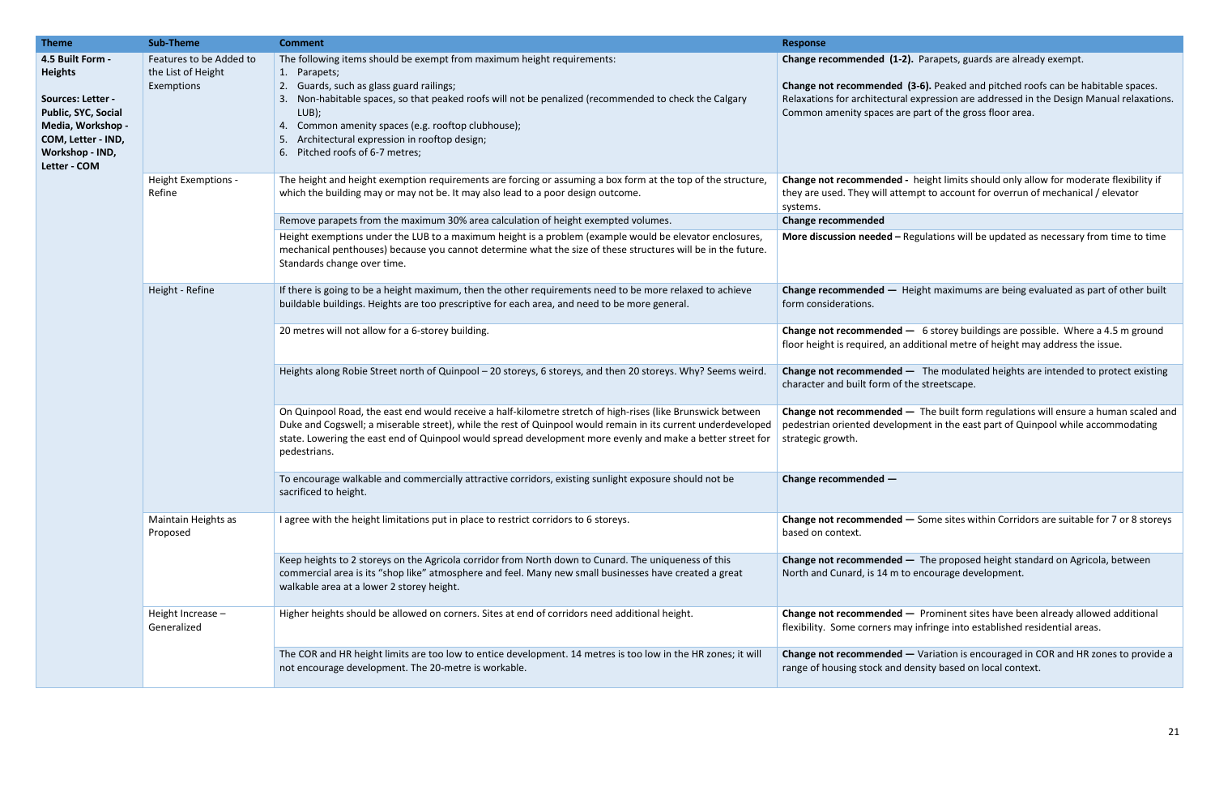| Theme | Sub-Theme | Comment | Response |
|---|---|---|---|
| **4.5 Built Form - Heights**<br><br>**Sources: Letter - Public, SYC, Social Media, Workshop - COM, Letter - IND, Workshop - IND, Letter - COM** | Features to be Added to the List of Height Exemptions | The following items should be exempt from maximum height requirements:<br>1. Parapets;<br>2. Guards, such as glass guard railings;<br>3. Non-habitable spaces, so that peaked roofs will not be penalized (recommended to check the Calgary LUB);<br>4. Common amenity spaces (e.g. rooftop clubhouse);<br>5. Architectural expression in rooftop design;<br>6. Pitched roofs of 6-7 metres; | **Change recommended (1-2).** Parapets, guards are already exempt.<br><br>**Change not recommended (3-6).** Peaked and pitched roofs can be habitable spaces. Relaxations for architectural expression are addressed in the Design Manual relaxations. Common amenity spaces are part of the gross floor area. |
| | Height Exemptions - Refine | The height and height exemption requirements are forcing or assuming a box form at the top of the structure, which the building may or may not be. It may also lead to a poor design outcome. | **Change not recommended -** height limits should only allow for moderate flexibility if they are used. They will attempt to account for overrun of mechanical / elevator systems. |
| | | Remove parapets from the maximum 30% area calculation of height exempted volumes. | **Change recommended** |
| | | Height exemptions under the LUB to a maximum height is a problem (example would be elevator enclosures, mechanical penthouses) because you cannot determine what the size of these structures will be in the future. Standards change over time. | **More discussion needed –** Regulations will be updated as necessary from time to time |
| | Height - Refine | If there is going to be a height maximum, then the other requirements need to be more relaxed to achieve buildable buildings. Heights are too prescriptive for each area, and need to be more general. | **Change recommended —** Height maximums are being evaluated as part of other built form considerations. |
| | | 20 metres will not allow for a 6-storey building. | **Change not recommended —** 6 storey buildings are possible. Where a 4.5 m ground floor height is required, an additional metre of height may address the issue. |
| | | Heights along Robie Street north of Quinpool – 20 storeys, 6 storeys, and then 20 storeys. Why? Seems weird. | **Change not recommended —** The modulated heights are intended to protect existing character and built form of the streetscape. |
| | | On Quinpool Road, the east end would receive a half-kilometre stretch of high-rises (like Brunswick between Duke and Cogswell; a miserable street), while the rest of Quinpool would remain in its current underdeveloped state. Lowering the east end of Quinpool would spread development more evenly and make a better street for pedestrians. | **Change not recommended —** The built form regulations will ensure a human scaled and pedestrian oriented development in the east part of Quinpool while accommodating strategic growth. |
| | | To encourage walkable and commercially attractive corridors, existing sunlight exposure should not be sacrificed to height. | **Change recommended —** |
| | Maintain Heights as Proposed | I agree with the height limitations put in place to restrict corridors to 6 storeys. | **Change not recommended —** Some sites within Corridors are suitable for 7 or 8 storeys based on context. |
| | | Keep heights to 2 storeys on the Agricola corridor from North down to Cunard. The uniqueness of this commercial area is its "shop like" atmosphere and feel. Many new small businesses have created a great walkable area at a lower 2 storey height. | **Change not recommended —** The proposed height standard on Agricola, between North and Cunard, is 14 m to encourage development. |
| | Height Increase – Generalized | Higher heights should be allowed on corners. Sites at end of corridors need additional height. | **Change not recommended —** Prominent sites have been already allowed additional flexibility. Some corners may infringe into established residential areas. |
| | | The COR and HR height limits are too low to entice development. 14 metres is too low in the HR zones; it will not encourage development. The 20-metre is workable. | **Change not recommended —** Variation is encouraged in COR and HR zones to provide a range of housing stock and density based on local context. |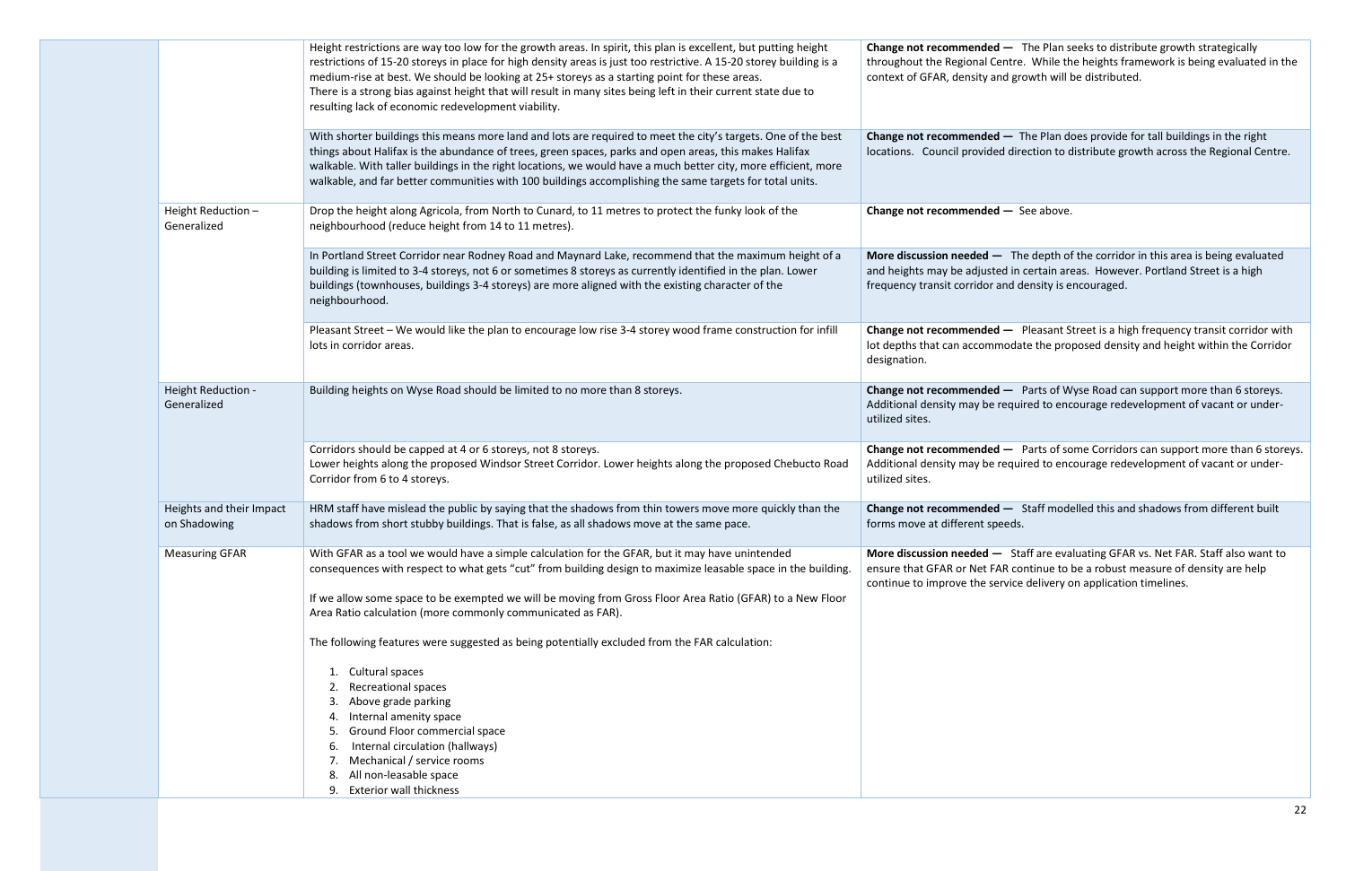| | | | |
|---|---|---|---|
| | | Height restrictions are way too low for the growth areas. In spirit, this plan is excellent, but putting height restrictions of 15-20 storeys in place for high density areas is just too restrictive. A 15-20 storey building is a medium-rise at best. We should be looking at 25+ storeys as a starting point for these areas.<br>There is a strong bias against height that will result in many sites being left in their current state due to resulting lack of economic redevelopment viability. | **Change not recommended —** The Plan seeks to distribute growth strategically throughout the Regional Centre. While the heights framework is being evaluated in the context of GFAR, density and growth will be distributed. |
| | | With shorter buildings this means more land and lots are required to meet the city's targets. One of the best things about Halifax is the abundance of trees, green spaces, parks and open areas, this makes Halifax walkable. With taller buildings in the right locations, we would have a much better city, more efficient, more walkable, and far better communities with 100 buildings accomplishing the same targets for total units. | **Change not recommended —** The Plan does provide for tall buildings in the right locations. Council provided direction to distribute growth across the Regional Centre. |
| | Height Reduction – Generalized | Drop the height along Agricola, from North to Cunard, to 11 metres to protect the funky look of the neighbourhood (reduce height from 14 to 11 metres). | **Change not recommended —** See above. |
| | | In Portland Street Corridor near Rodney Road and Maynard Lake, recommend that the maximum height of a building is limited to 3-4 storeys, not 6 or sometimes 8 storeys as currently identified in the plan. Lower buildings (townhouses, buildings 3-4 storeys) are more aligned with the existing character of the neighbourhood. | **More discussion needed —** The depth of the corridor in this area is being evaluated and heights may be adjusted in certain areas. However. Portland Street is a high frequency transit corridor and density is encouraged. |
| | | Pleasant Street – We would like the plan to encourage low rise 3-4 storey wood frame construction for infill lots in corridor areas. | **Change not recommended —** Pleasant Street is a high frequency transit corridor with lot depths that can accommodate the proposed density and height within the Corridor designation. |
| | Height Reduction - Generalized | Building heights on Wyse Road should be limited to no more than 8 storeys. | **Change not recommended —** Parts of Wyse Road can support more than 6 storeys. Additional density may be required to encourage redevelopment of vacant or under-utilized sites. |
| | | Corridors should be capped at 4 or 6 storeys, not 8 storeys.<br>Lower heights along the proposed Windsor Street Corridor. Lower heights along the proposed Chebucto Road Corridor from 6 to 4 storeys. | **Change not recommended —** Parts of some Corridors can support more than 6 storeys. Additional density may be required to encourage redevelopment of vacant or under-utilized sites. |
| | Heights and their Impact on Shadowing | HRM staff have mislead the public by saying that the shadows from thin towers move more quickly than the shadows from short stubby buildings. That is false, as all shadows move at the same pace. | **Change not recommended —** Staff modelled this and shadows from different built forms move at different speeds. |
| | Measuring GFAR | With GFAR as a tool we would have a simple calculation for the GFAR, but it may have unintended consequences with respect to what gets "cut" from building design to maximize leasable space in the building.<br><br>If we allow some space to be exempted we will be moving from Gross Floor Area Ratio (GFAR) to a New Floor Area Ratio calculation (more commonly communicated as FAR).<br><br>The following features were suggested as being potentially excluded from the FAR calculation:<br><br>1. Cultural spaces<br>2. Recreational spaces<br>3. Above grade parking<br>4. Internal amenity space<br>5. Ground Floor commercial space<br>6. Internal circulation (hallways)<br>7. Mechanical / service rooms<br>8. All non-leasable space<br>9. Exterior wall thickness | **More discussion needed —** Staff are evaluating GFAR vs. Net FAR. Staff also want to ensure that GFAR or Net FAR continue to be a robust measure of density are help continue to improve the service delivery on application timelines. |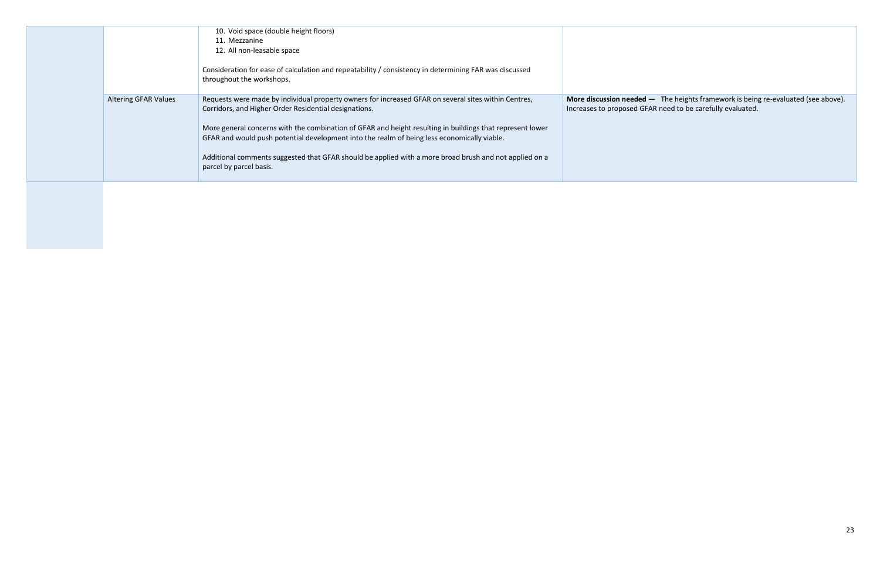| | | | |
|---|---|---|---|
| | | 10. Void space (double height floors)<br>11. Mezzanine<br>12. All non-leasable space<br><br>Consideration for ease of calculation and repeatability / consistency in determining FAR was discussed throughout the workshops. | |
| | Altering GFAR Values | Requests were made by individual property owners for increased GFAR on several sites within Centres, Corridors, and Higher Order Residential designations.<br><br>More general concerns with the combination of GFAR and height resulting in buildings that represent lower GFAR and would push potential development into the realm of being less economically viable.<br><br>Additional comments suggested that GFAR should be applied with a more broad brush and not applied on a parcel by parcel basis. | **More discussion needed —** The heights framework is being re-evaluated (see above). Increases to proposed GFAR need to be carefully evaluated. |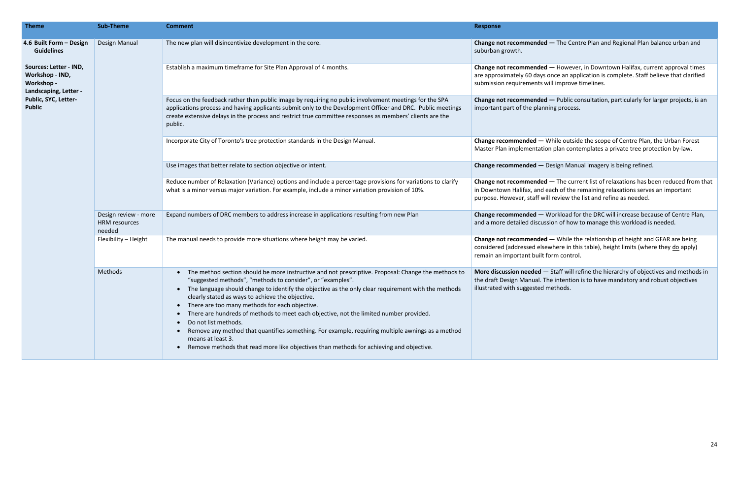| Theme | Sub-Theme | Comment | Response |
|---|---|---|---|
| **4.6 Built Form – Design Guidelines**<br><br>**Sources: Letter - IND, Workshop - IND, Workshop - Landscaping, Letter - Public, SYC, Letter-Public** | Design Manual | The new plan will disincentivize development in the core. | **Change not recommended —** The Centre Plan and Regional Plan balance urban and suburban growth. |
| | | Establish a maximum timeframe for Site Plan Approval of 4 months. | **Change not recommended —** However, in Downtown Halifax, current approval times are approximately 60 days once an application is complete. Staff believe that clarified submission requirements will improve timelines. |
| | | Focus on the feedback rather than public image by requiring no public involvement meetings for the SPA applications process and having applicants submit only to the Development Officer and DRC. Public meetings create extensive delays in the process and restrict true committee responses as members' clients are the public. | **Change not recommended —** Public consultation, particularly for larger projects, is an important part of the planning process. |
| | | Incorporate City of Toronto's tree protection standards in the Design Manual. | **Change recommended —** While outside the scope of Centre Plan, the Urban Forest Master Plan implementation plan contemplates a private tree protection by-law. |
| | | Use images that better relate to section objective or intent. | **Change recommended —** Design Manual imagery is being refined. |
| | | Reduce number of Relaxation (Variance) options and include a percentage provisions for variations to clarify what is a minor versus major variation. For example, include a minor variation provision of 10%. | **Change not recommended —** The current list of relaxations has been reduced from that in Downtown Halifax, and each of the remaining relaxations serves an important purpose. However, staff will review the list and refine as needed. |
| | Design review - more HRM resources needed | Expand numbers of DRC members to address increase in applications resulting from new Plan | **Change recommended —** Workload for the DRC will increase because of Centre Plan, and a more detailed discussion of how to manage this workload is needed. |
| | Flexibility – Height | The manual needs to provide more situations where height may be varied. | **Change not recommended —** While the relationship of height and GFAR are being considered (addressed elsewhere in this table), height limits (where they <u>do</u> apply) remain an important built form control. |
| | Methods | • The method section should be more instructive and not prescriptive. Proposal: Change the methods to "suggested methods", "methods to consider", or "examples".<br>• The language should change to identify the objective as the only clear requirement with the methods clearly stated as ways to achieve the objective.<br>• There are too many methods for each objective.<br>• There are hundreds of methods to meet each objective, not the limited number provided.<br>• Do not list methods.<br>• Remove any method that quantifies something. For example, requiring multiple awnings as a method means at least 3.<br>• Remove methods that read more like objectives than methods for achieving and objective. | **More discussion needed** — Staff will refine the hierarchy of objectives and methods in the draft Design Manual. The intention is to have mandatory and robust objectives illustrated with suggested methods. |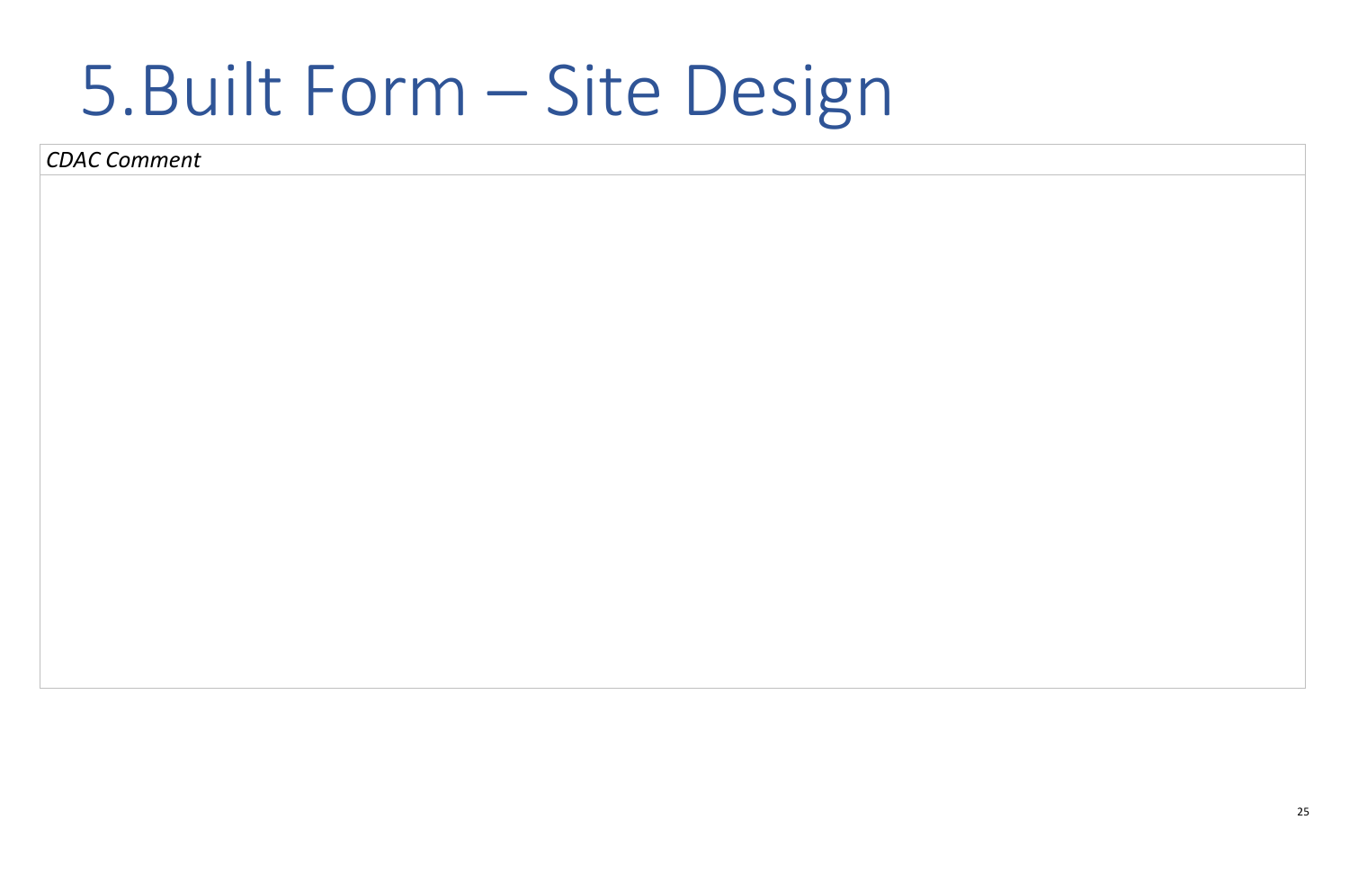# 5.Built Form – Site Design

| *CDAC Comment* |
| --- |
| |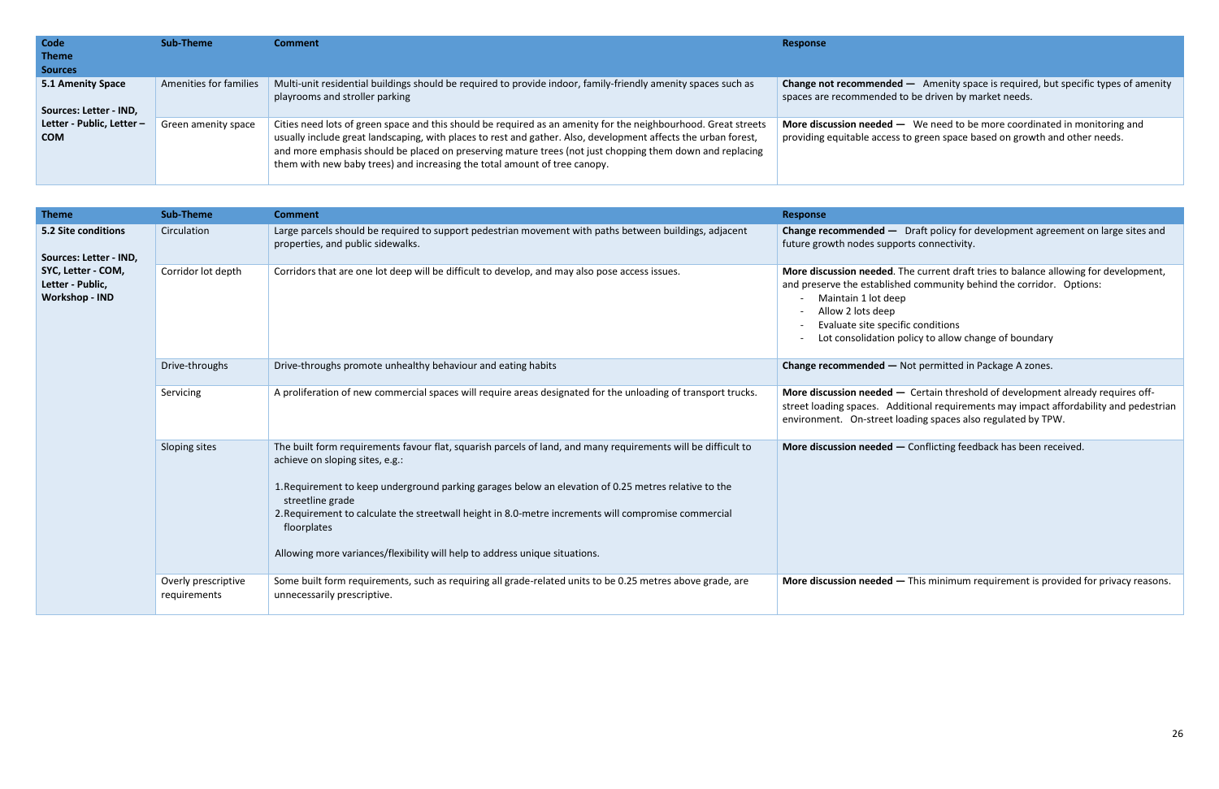| Code<br>Theme<br>Sources | Sub-Theme | Comment | Response |
|---|---|---|---|
| **5.1 Amenity Space**<br><br>**Sources: Letter - IND, Letter - Public, Letter – COM** | Amenities for families | Multi-unit residential buildings should be required to provide indoor, family-friendly amenity spaces such as playrooms and stroller parking | **Change not recommended —** Amenity space is required, but specific types of amenity spaces are recommended to be driven by market needs. |
| | Green amenity space | Cities need lots of green space and this should be required as an amenity for the neighbourhood. Great streets usually include great landscaping, with places to rest and gather. Also, development affects the urban forest, and more emphasis should be placed on preserving mature trees (not just chopping them down and replacing them with new baby trees) and increasing the total amount of tree canopy. | **More discussion needed —** We need to be more coordinated in monitoring and providing equitable access to green space based on growth and other needs. |

| Theme | Sub-Theme | Comment | Response |
|---|---|---|---|
| **5.2 Site conditions**<br><br>**Sources: Letter - IND, SYC, Letter - COM, Letter - Public, Workshop - IND** | Circulation | Large parcels should be required to support pedestrian movement with paths between buildings, adjacent properties, and public sidewalks. | **Change recommended —** Draft policy for development agreement on large sites and future growth nodes supports connectivity. |
| | Corridor lot depth | Corridors that are one lot deep will be difficult to develop, and may also pose access issues. | **More discussion needed**. The current draft tries to balance allowing for development, and preserve the established community behind the corridor. Options:<br>- Maintain 1 lot deep<br>- Allow 2 lots deep<br>- Evaluate site specific conditions<br>- Lot consolidation policy to allow change of boundary |
| | Drive-throughs | Drive-throughs promote unhealthy behaviour and eating habits | **Change recommended —** Not permitted in Package A zones. |
| | Servicing | A proliferation of new commercial spaces will require areas designated for the unloading of transport trucks. | **More discussion needed —** Certain threshold of development already requires off-street loading spaces. Additional requirements may impact affordability and pedestrian environment. On-street loading spaces also regulated by TPW. |
| | Sloping sites | The built form requirements favour flat, squarish parcels of land, and many requirements will be difficult to achieve on sloping sites, e.g.:<br><br>1. Requirement to keep underground parking garages below an elevation of 0.25 metres relative to the streetline grade<br>2. Requirement to calculate the streetwall height in 8.0-metre increments will compromise commercial floorplates<br><br>Allowing more variances/flexibility will help to address unique situations. | **More discussion needed —** Conflicting feedback has been received. |
| | Overly prescriptive requirements | Some built form requirements, such as requiring all grade-related units to be 0.25 metres above grade, are unnecessarily prescriptive. | **More discussion needed —** This minimum requirement is provided for privacy reasons. |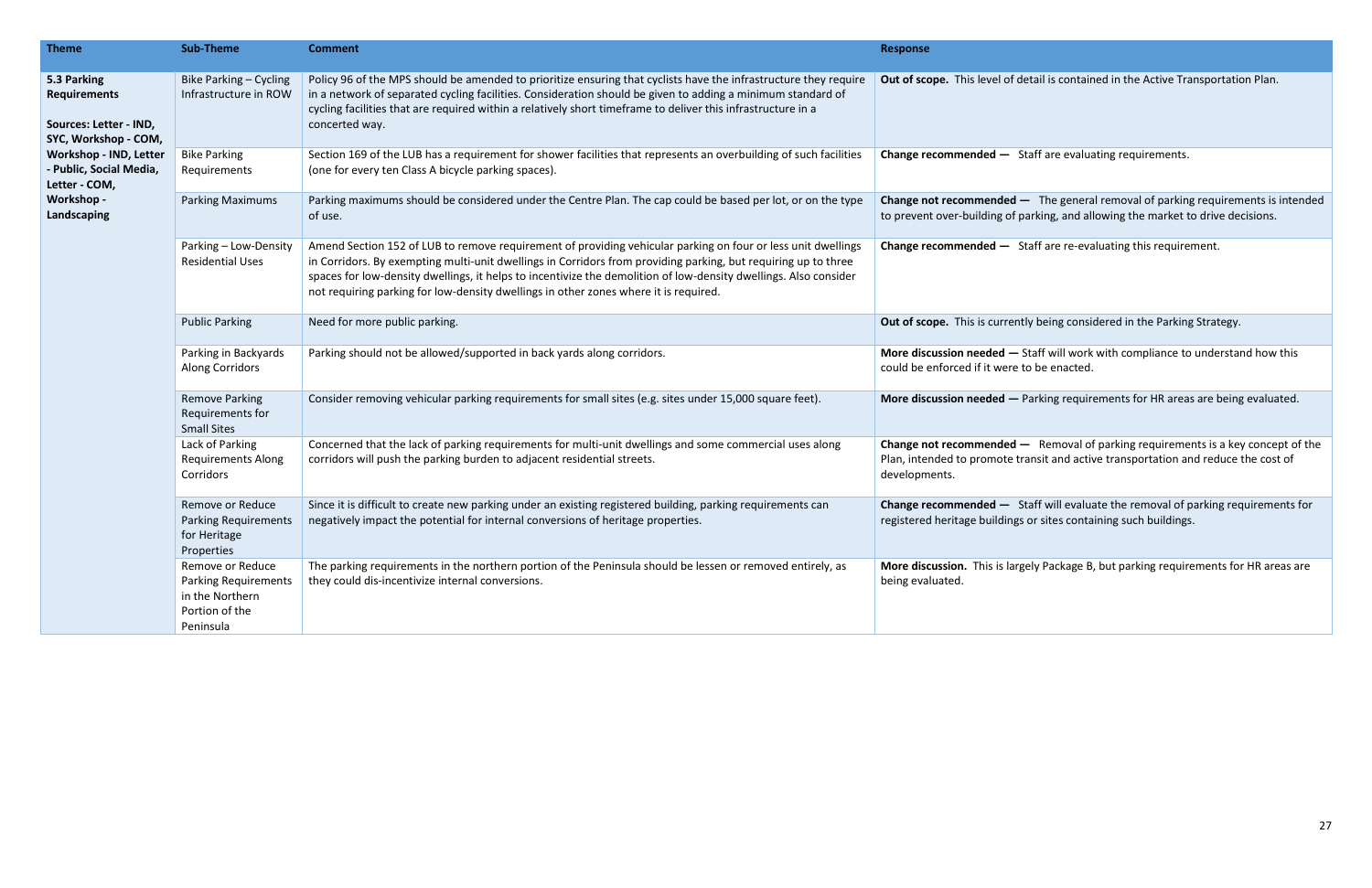| Theme | Sub-Theme | Comment | Response |
|---|---|---|---|
| **5.3 Parking Requirements**<br><br>**Sources: Letter - IND, SYC, Workshop - COM, Workshop - IND, Letter - Public, Social Media, Letter - COM, Workshop - Landscaping** | Bike Parking – Cycling Infrastructure in ROW | Policy 96 of the MPS should be amended to prioritize ensuring that cyclists have the infrastructure they require in a network of separated cycling facilities. Consideration should be given to adding a minimum standard of cycling facilities that are required within a relatively short timeframe to deliver this infrastructure in a concerted way. | **Out of scope.** This level of detail is contained in the Active Transportation Plan. |
| | Bike Parking Requirements | Section 169 of the LUB has a requirement for shower facilities that represents an overbuilding of such facilities (one for every ten Class A bicycle parking spaces). | **Change recommended —** Staff are evaluating requirements. |
| | Parking Maximums | Parking maximums should be considered under the Centre Plan. The cap could be based per lot, or on the type of use. | **Change not recommended —** The general removal of parking requirements is intended to prevent over-building of parking, and allowing the market to drive decisions. |
| | Parking – Low-Density Residential Uses | Amend Section 152 of LUB to remove requirement of providing vehicular parking on four or less unit dwellings in Corridors. By exempting multi-unit dwellings in Corridors from providing parking, but requiring up to three spaces for low-density dwellings, it helps to incentivize the demolition of low-density dwellings. Also consider not requiring parking for low-density dwellings in other zones where it is required. | **Change recommended —** Staff are re-evaluating this requirement. |
| | Public Parking | Need for more public parking. | **Out of scope.** This is currently being considered in the Parking Strategy. |
| | Parking in Backyards Along Corridors | Parking should not be allowed/supported in back yards along corridors. | **More discussion needed —** Staff will work with compliance to understand how this could be enforced if it were to be enacted. |
| | Remove Parking Requirements for Small Sites | Consider removing vehicular parking requirements for small sites (e.g. sites under 15,000 square feet). | **More discussion needed —** Parking requirements for HR areas are being evaluated. |
| | Lack of Parking Requirements Along Corridors | Concerned that the lack of parking requirements for multi-unit dwellings and some commercial uses along corridors will push the parking burden to adjacent residential streets. | **Change not recommended —** Removal of parking requirements is a key concept of the Plan, intended to promote transit and active transportation and reduce the cost of developments. |
| | Remove or Reduce Parking Requirements for Heritage Properties | Since it is difficult to create new parking under an existing registered building, parking requirements can negatively impact the potential for internal conversions of heritage properties. | **Change recommended —** Staff will evaluate the removal of parking requirements for registered heritage buildings or sites containing such buildings. |
| | Remove or Reduce Parking Requirements in the Northern Portion of the Peninsula | The parking requirements in the northern portion of the Peninsula should be lessen or removed entirely, as they could dis-incentivize internal conversions. | **More discussion.** This is largely Package B, but parking requirements for HR areas are being evaluated. |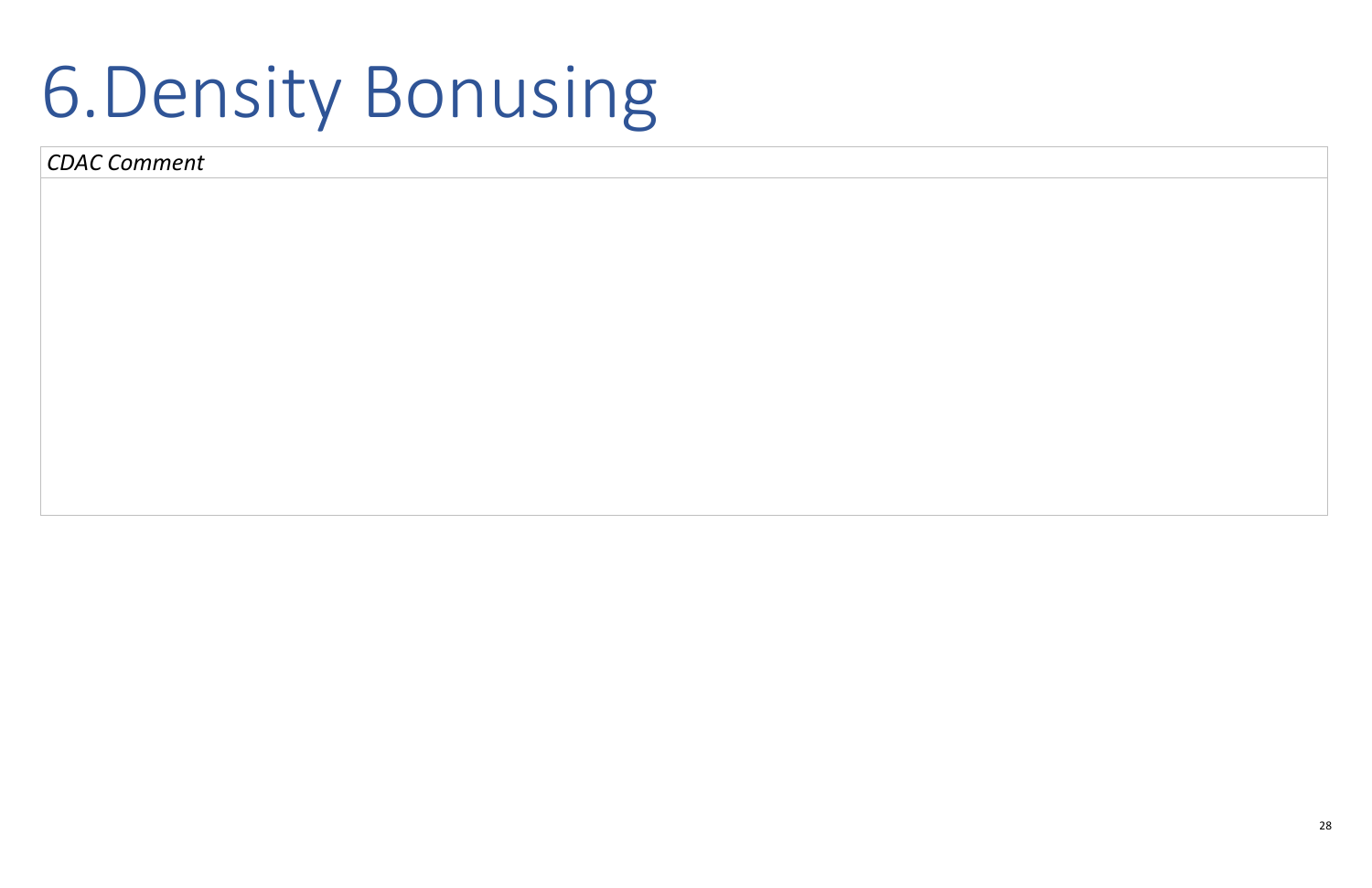# 6.Density Bonusing

| *CDAC Comment* |
| --- |
| |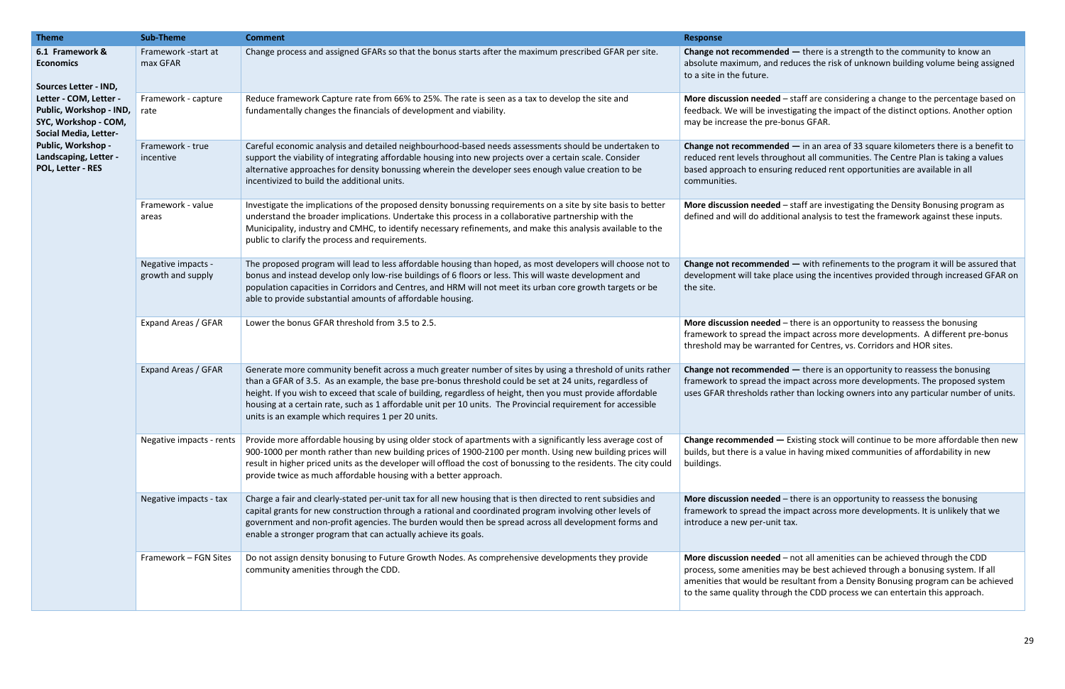| Theme | Sub-Theme | Comment | Response |
|---|---|---|---|
| **6.1 Framework & Economics**<br><br>**Sources Letter - IND, Letter - COM, Letter - Public, Workshop - IND, SYC, Workshop - COM, Social Media, Letter- Public, Workshop - Landscaping, Letter - POL, Letter - RES** | Framework -start at max GFAR | Change process and assigned GFARs so that the bonus starts after the maximum prescribed GFAR per site. | **Change not recommended —** there is a strength to the community to know an absolute maximum, and reduces the risk of unknown building volume being assigned to a site in the future. |
| | Framework - capture rate | Reduce framework Capture rate from 66% to 25%. The rate is seen as a tax to develop the site and fundamentally changes the financials of development and viability. | **More discussion needed** – staff are considering a change to the percentage based on feedback. We will be investigating the impact of the distinct options. Another option may be increase the pre-bonus GFAR. |
| | Framework - true incentive | Careful economic analysis and detailed neighbourhood-based needs assessments should be undertaken to support the viability of integrating affordable housing into new projects over a certain scale. Consider alternative approaches for density bonussing wherein the developer sees enough value creation to be incentivized to build the additional units. | **Change not recommended —** in an area of 33 square kilometers there is a benefit to reduced rent levels throughout all communities. The Centre Plan is taking a values based approach to ensuring reduced rent opportunities are available in all communities. |
| | Framework - value areas | Investigate the implications of the proposed density bonussing requirements on a site by site basis to better understand the broader implications. Undertake this process in a collaborative partnership with the Municipality, industry and CMHC, to identify necessary refinements, and make this analysis available to the public to clarify the process and requirements. | **More discussion needed** – staff are investigating the Density Bonusing program as defined and will do additional analysis to test the framework against these inputs. |
| | Negative impacts - growth and supply | The proposed program will lead to less affordable housing than hoped, as most developers will choose not to bonus and instead develop only low-rise buildings of 6 floors or less. This will waste development and population capacities in Corridors and Centres, and HRM will not meet its urban core growth targets or be able to provide substantial amounts of affordable housing. | **Change not recommended —** with refinements to the program it will be assured that development will take place using the incentives provided through increased GFAR on the site. |
| | Expand Areas / GFAR | Lower the bonus GFAR threshold from 3.5 to 2.5. | **More discussion needed** – there is an opportunity to reassess the bonusing framework to spread the impact across more developments. A different pre-bonus threshold may be warranted for Centres, vs. Corridors and HOR sites. |
| | Expand Areas / GFAR | Generate more community benefit across a much greater number of sites by using a threshold of units rather than a GFAR of 3.5. As an example, the base pre-bonus threshold could be set at 24 units, regardless of height. If you wish to exceed that scale of building, regardless of height, then you must provide affordable housing at a certain rate, such as 1 affordable unit per 10 units. The Provincial requirement for accessible units is an example which requires 1 per 20 units. | **Change not recommended —** there is an opportunity to reassess the bonusing framework to spread the impact across more developments. The proposed system uses GFAR thresholds rather than locking owners into any particular number of units. |
| | Negative impacts - rents | Provide more affordable housing by using older stock of apartments with a significantly less average cost of 900-1000 per month rather than new building prices of 1900-2100 per month. Using new building prices will result in higher priced units as the developer will offload the cost of bonussing to the residents. The city could provide twice as much affordable housing with a better approach. | **Change recommended —** Existing stock will continue to be more affordable then new builds, but there is a value in having mixed communities of affordability in new buildings. |
| | Negative impacts - tax | Charge a fair and clearly-stated per-unit tax for all new housing that is then directed to rent subsidies and capital grants for new construction through a rational and coordinated program involving other levels of government and non-profit agencies. The burden would then be spread across all development forms and enable a stronger program that can actually achieve its goals. | **More discussion needed** – there is an opportunity to reassess the bonusing framework to spread the impact across more developments. It is unlikely that we introduce a new per-unit tax. |
| | Framework – FGN Sites | Do not assign density bonusing to Future Growth Nodes. As comprehensive developments they provide community amenities through the CDD. | **More discussion needed** – not all amenities can be achieved through the CDD process, some amenities may be best achieved through a bonusing system. If all amenities that would be resultant from a Density Bonusing program can be achieved to the same quality through the CDD process we can entertain this approach. |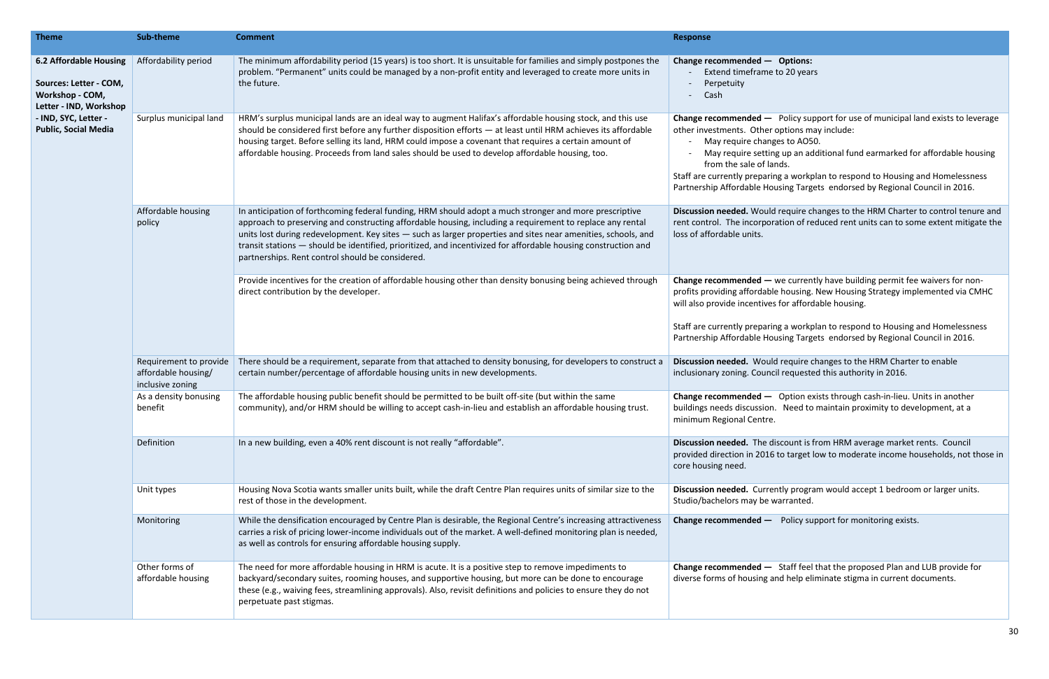| Theme | Sub-theme | Comment | Response |
|---|---|---|---|
| **6.2 Affordable Housing**<br><br>**Sources: Letter - COM, Workshop - COM, Letter - IND, Workshop - IND, SYC, Letter - Public, Social Media** | Affordability period | The minimum affordability period (15 years) is too short. It is unsuitable for families and simply postpones the problem. "Permanent" units could be managed by a non-profit entity and leveraged to create more units in the future. | **Change recommended — Options:**<br>- Extend timeframe to 20 years<br>- Perpetuity<br>- Cash |
| | Surplus municipal land | HRM's surplus municipal lands are an ideal way to augment Halifax's affordable housing stock, and this use should be considered first before any further disposition efforts — at least until HRM achieves its affordable housing target. Before selling its land, HRM could impose a covenant that requires a certain amount of affordable housing. Proceeds from land sales should be used to develop affordable housing, too. | **Change recommended —** Policy support for use of municipal land exists to leverage other investments. Other options may include:<br>- May require changes to AO50.<br>- May require setting up an additional fund earmarked for affordable housing from the sale of lands.<br>Staff are currently preparing a workplan to respond to Housing and Homelessness Partnership Affordable Housing Targets endorsed by Regional Council in 2016. |
| | Affordable housing policy | In anticipation of forthcoming federal funding, HRM should adopt a much stronger and more prescriptive approach to preserving and constructing affordable housing, including a requirement to replace any rental units lost during redevelopment. Key sites — such as larger properties and sites near amenities, schools, and transit stations — should be identified, prioritized, and incentivized for affordable housing construction and partnerships. Rent control should be considered. | **Discussion needed.** Would require changes to the HRM Charter to control tenure and rent control. The incorporation of reduced rent units can to some extent mitigate the loss of affordable units. |
| | | Provide incentives for the creation of affordable housing other than density bonusing being achieved through direct contribution by the developer. | **Change recommended —** we currently have building permit fee waivers for non-profits providing affordable housing. New Housing Strategy implemented via CMHC will also provide incentives for affordable housing.<br><br>Staff are currently preparing a workplan to respond to Housing and Homelessness Partnership Affordable Housing Targets endorsed by Regional Council in 2016. |
| | Requirement to provide affordable housing/ inclusive zoning | There should be a requirement, separate from that attached to density bonusing, for developers to construct a certain number/percentage of affordable housing units in new developments. | **Discussion needed.** Would require changes to the HRM Charter to enable inclusionary zoning. Council requested this authority in 2016. |
| | As a density bonusing benefit | The affordable housing public benefit should be permitted to be built off-site (but within the same community), and/or HRM should be willing to accept cash-in-lieu and establish an affordable housing trust. | **Change recommended —** Option exists through cash-in-lieu. Units in another buildings needs discussion. Need to maintain proximity to development, at a minimum Regional Centre. |
| | Definition | In a new building, even a 40% rent discount is not really "affordable". | **Discussion needed.** The discount is from HRM average market rents. Council provided direction in 2016 to target low to moderate income households, not those in core housing need. |
| | Unit types | Housing Nova Scotia wants smaller units built, while the draft Centre Plan requires units of similar size to the rest of those in the development. | **Discussion needed.** Currently program would accept 1 bedroom or larger units. Studio/bachelors may be warranted. |
| | Monitoring | While the densification encouraged by Centre Plan is desirable, the Regional Centre's increasing attractiveness carries a risk of pricing lower-income individuals out of the market. A well-defined monitoring plan is needed, as well as controls for ensuring affordable housing supply. | **Change recommended —** Policy support for monitoring exists. |
| | Other forms of affordable housing | The need for more affordable housing in HRM is acute. It is a positive step to remove impediments to backyard/secondary suites, rooming houses, and supportive housing, but more can be done to encourage these (e.g., waiving fees, streamlining approvals). Also, revisit definitions and policies to ensure they do not perpetuate past stigmas. | **Change recommended —** Staff feel that the proposed Plan and LUB provide for diverse forms of housing and help eliminate stigma in current documents. |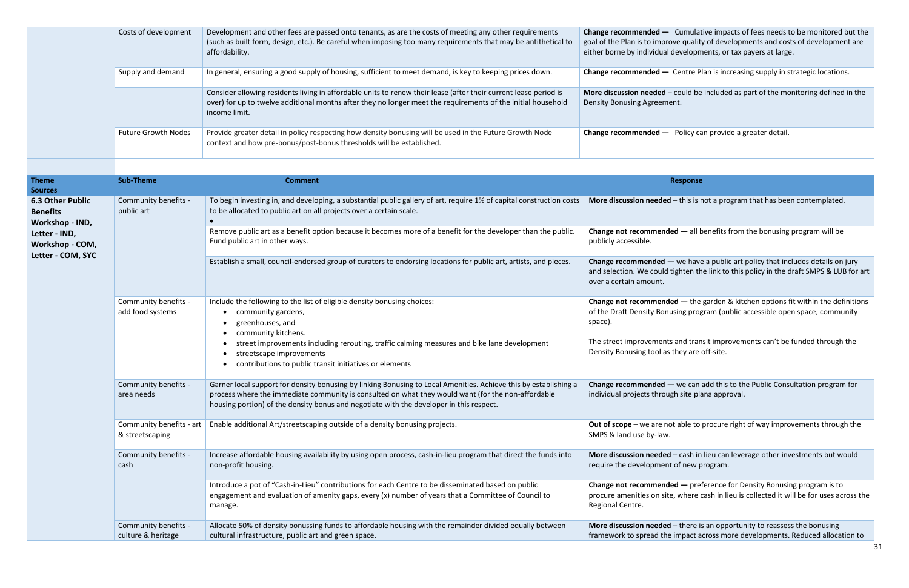| | Costs of development | Development and other fees are passed onto tenants, as are the costs of meeting any other requirements (such as built form, design, etc.). Be careful when imposing too many requirements that may be antithetical to affordability. | **Change recommended —** Cumulative impacts of fees needs to be monitored but the goal of the Plan is to improve quality of developments and costs of development are either borne by individual developments, or tax payers at large. |
|---|---|---|---|
| | Supply and demand | In general, ensuring a good supply of housing, sufficient to meet demand, is key to keeping prices down. | **Change recommended —** Centre Plan is increasing supply in strategic locations. |
| | | Consider allowing residents living in affordable units to renew their lease (after their current lease period is over) for up to twelve additional months after they no longer meet the requirements of the initial household income limit. | **More discussion needed** – could be included as part of the monitoring defined in the Density Bonusing Agreement. |
| | Future Growth Nodes | Provide greater detail in policy respecting how density bonusing will be used in the Future Growth Node context and how pre-bonus/post-bonus thresholds will be established. | **Change recommended —** Policy can provide a greater detail. |

| Theme Sources | Sub-Theme | Comment | Response |
|---|---|---|---|
| **6.3 Other Public Benefits Workshop - IND, Letter - IND, Workshop - COM, Letter - COM, SYC** | Community benefits - public art | To begin investing in, and developing, a substantial public gallery of art, require 1% of capital construction costs to be allocated to public art on all projects over a certain scale. | **More discussion needed** – this is not a program that has been contemplated. |
| | | Remove public art as a benefit option because it becomes more of a benefit for the developer than the public. Fund public art in other ways. | **Change not recommended —** all benefits from the bonusing program will be publicly accessible. |
| | | Establish a small, council-endorsed group of curators to endorsing locations for public art, artists, and pieces. | **Change recommended —** we have a public art policy that includes details on jury and selection. We could tighten the link to this policy in the draft SMPS & LUB for art over a certain amount. |
| | Community benefits - add food systems | Include the following to the list of eligible density bonusing choices: <br>• community gardens, <br>• greenhouses, and <br>• community kitchens. <br>• street improvements including rerouting, traffic calming measures and bike lane development <br>• streetscape improvements <br>• contributions to public transit initiatives or elements | **Change not recommended —** the garden & kitchen options fit within the definitions of the Draft Density Bonusing program (public accessible open space, community space). <br><br>The street improvements and transit improvements can't be funded through the Density Bonusing tool as they are off-site. |
| | Community benefits - area needs | Garner local support for density bonusing by linking Bonusing to Local Amenities. Achieve this by establishing a process where the immediate community is consulted on what they would want (for the non-affordable housing portion) of the density bonus and negotiate with the developer in this respect. | **Change recommended —** we can add this to the Public Consultation program for individual projects through site plana approval. |
| | Community benefits - art & streetscaping | Enable additional Art/streetscaping outside of a density bonusing projects. | **Out of scope** – we are not able to procure right of way improvements through the SMPS & land use by-law. |
| | Community benefits - cash | Increase affordable housing availability by using open process, cash-in-lieu program that direct the funds into non-profit housing. | **More discussion needed** – cash in lieu can leverage other investments but would require the development of new program. |
| | | Introduce a pot of "Cash-in-Lieu" contributions for each Centre to be disseminated based on public engagement and evaluation of amenity gaps, every (x) number of years that a Committee of Council to manage. | **Change not recommended —** preference for Density Bonusing program is to procure amenities on site, where cash in lieu is collected it will be for uses across the Regional Centre. |
| | Community benefits - culture & heritage | Allocate 50% of density bonussing funds to affordable housing with the remainder divided equally between cultural infrastructure, public art and green space. | **More discussion needed** – there is an opportunity to reassess the bonusing framework to spread the impact across more developments. Reduced allocation to |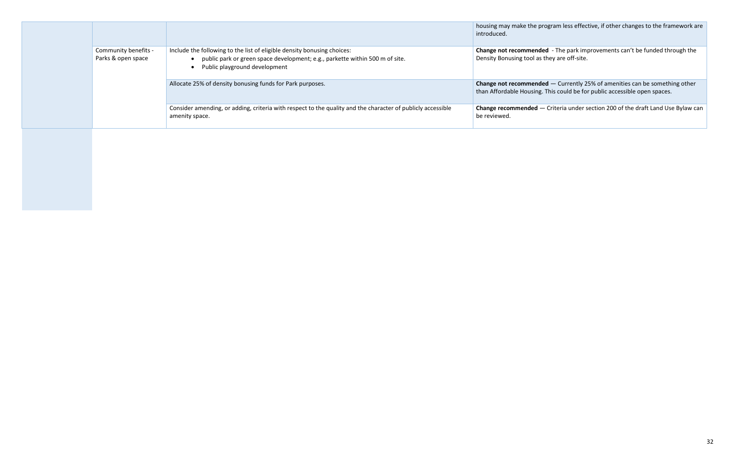| | | | |
|---|---|---|---|
| | | | housing may make the program less effective, if other changes to the framework are introduced. |
| | Community benefits - Parks & open space | Include the following to the list of eligible density bonusing choices:<br>• public park or green space development; e.g., parkette within 500 m of site.<br>• Public playground development | **Change not recommended** - The park improvements can't be funded through the Density Bonusing tool as they are off-site. |
| | | Allocate 25% of density bonusing funds for Park purposes. | **Change not recommended** — Currently 25% of amenities can be something other than Affordable Housing. This could be for public accessible open spaces. |
| | | Consider amending, or adding, criteria with respect to the quality and the character of publicly accessible amenity space. | **Change recommended** — Criteria under section 200 of the draft Land Use Bylaw can be reviewed. |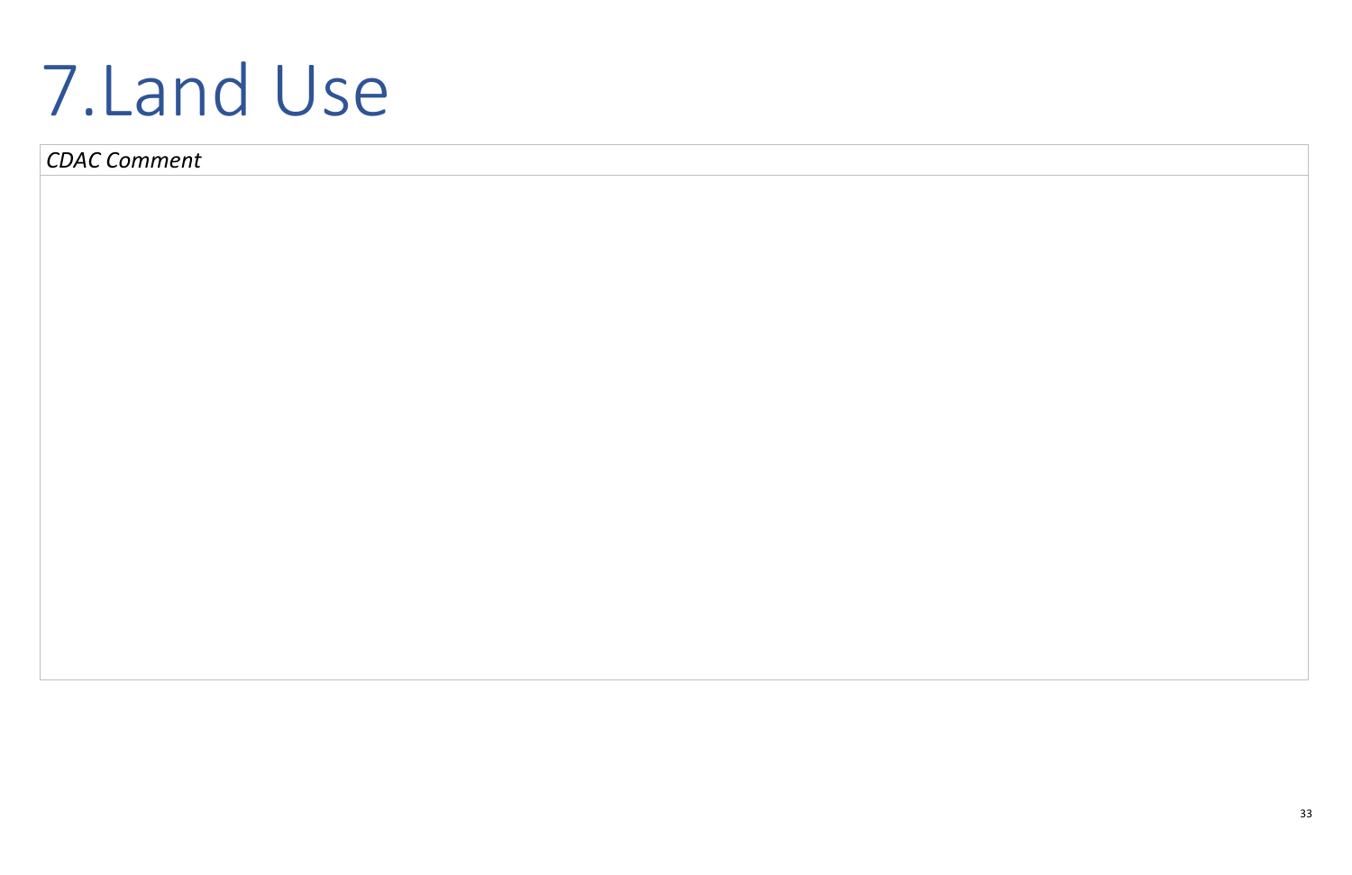# 7.Land Use

| *CDAC Comment* |
| --- |
| |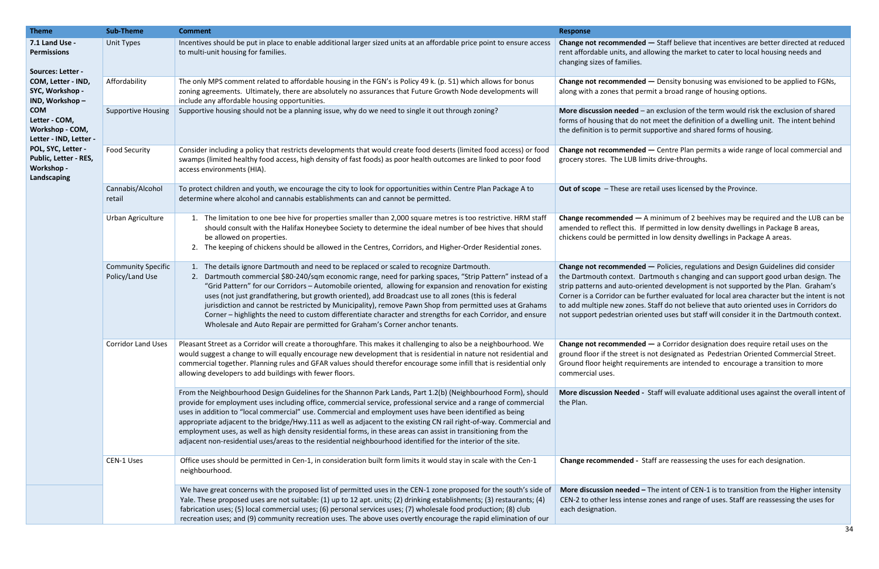| Theme | Sub-Theme | Comment | Response |
|---|---|---|---|
| **7.1 Land Use - Permissions**<br><br>**Sources: Letter - COM, Letter - IND, SYC, Workshop - IND, Workshop – COM Letter - COM, Workshop - COM, Letter - IND, Letter - POL, SYC, Letter - Public, Letter - RES, Workshop - Landscaping** | Unit Types | Incentives should be put in place to enable additional larger sized units at an affordable price point to ensure access to multi-unit housing for families. | **Change not recommended —** Staff believe that incentives are better directed at reduced rent affordable units, and allowing the market to cater to local housing needs and changing sizes of families. |
| | Affordability | The only MPS comment related to affordable housing in the FGN's is Policy 49 k. (p. 51) which allows for bonus zoning agreements. Ultimately, there are absolutely no assurances that Future Growth Node developments will include any affordable housing opportunities. | **Change not recommended —** Density bonusing was envisioned to be applied to FGNs, along with a zones that permit a broad range of housing options. |
| | Supportive Housing | Supportive housing should not be a planning issue, why do we need to single it out through zoning? | **More discussion needed** – an exclusion of the term would risk the exclusion of shared forms of housing that do not meet the definition of a dwelling unit. The intent behind the definition is to permit supportive and shared forms of housing. |
| | Food Security | Consider including a policy that restricts developments that would create food deserts (limited food access) or food swamps (limited healthy food access, high density of fast foods) as poor health outcomes are linked to poor food access environments (HIA). | **Change not recommended —** Centre Plan permits a wide range of local commercial and grocery stores. The LUB limits drive-throughs. |
| | Cannabis/Alcohol retail | To protect children and youth, we encourage the city to look for opportunities within Centre Plan Package A to determine where alcohol and cannabis establishments can and cannot be permitted. | **Out of scope** – These are retail uses licensed by the Province. |
| | Urban Agriculture | 1. The limitation to one bee hive for properties smaller than 2,000 square metres is too restrictive. HRM staff should consult with the Halifax Honeybee Society to determine the ideal number of bee hives that should be allowed on properties.<br>2. The keeping of chickens should be allowed in the Centres, Corridors, and Higher-Order Residential zones. | **Change recommended —** A minimum of 2 beehives may be required and the LUB can be amended to reflect this. If permitted in low density dwellings in Package B areas, chickens could be permitted in low density dwellings in Package A areas. |
| | Community Specific Policy/Land Use | 1. The details ignore Dartmouth and need to be replaced or scaled to recognize Dartmouth.<br>2. Dartmouth commercial $80-240/sqm economic range, need for parking spaces, "Strip Pattern" instead of a "Grid Pattern" for our Corridors – Automobile oriented, allowing for expansion and renovation for existing uses (not just grandfathering, but growth oriented), add Broadcast use to all zones (this is federal jurisdiction and cannot be restricted by Municipality), remove Pawn Shop from permitted uses at Grahams Corner – highlights the need to custom differentiate character and strengths for each Corridor, and ensure Wholesale and Auto Repair are permitted for Graham's Corner anchor tenants. | **Change not recommended —** Policies, regulations and Design Guidelines did consider the Dartmouth context. Dartmouth s changing and can support good urban design. The strip patterns and auto-oriented development is not supported by the Plan. Graham's Corner is a Corridor can be further evaluated for local area character but the intent is not to add multiple new zones. Staff do not believe that auto oriented uses in Corridors do not support pedestrian oriented uses but staff will consider it in the Dartmouth context. |
| | Corridor Land Uses | Pleasant Street as a Corridor will create a thoroughfare. This makes it challenging to also be a neighbourhood. We would suggest a change to will equally encourage new development that is residential in nature not residential and commercial together. Planning rules and GFAR values should therefor encourage some infill that is residential only allowing developers to add buildings with fewer floors. | **Change not recommended —** a Corridor designation does require retail uses on the ground floor if the street is not designated as Pedestrian Oriented Commercial Street. Ground floor height requirements are intended to encourage a transition to more commercial uses. |
| | | From the Neighbourhood Design Guidelines for the Shannon Park Lands, Part 1.2(b) (Neighbourhood Form), should provide for employment uses including office, commercial service, professional service and a range of commercial uses in addition to "local commercial" use. Commercial and employment uses have been identified as being appropriate adjacent to the bridge/Hwy.111 as well as adjacent to the existing CN rail right-of-way. Commercial and employment uses, as well as high density residential forms, in these areas can assist in transitioning from the adjacent non-residential uses/areas to the residential neighbourhood identified for the interior of the site. | **More discussion Needed -** Staff will evaluate additional uses against the overall intent of the Plan. |
| | CEN-1 Uses | Office uses should be permitted in Cen-1, in consideration built form limits it would stay in scale with the Cen-1 neighbourhood. | **Change recommended -** Staff are reassessing the uses for each designation. |
| | | We have great concerns with the proposed list of permitted uses in the CEN-1 zone proposed for the south's side of Yale. These proposed uses are not suitable: (1) up to 12 apt. units; (2) drinking establishments; (3) restaurants; (4) fabrication uses; (5) local commercial uses; (6) personal services uses; (7) wholesale food production; (8) club recreation uses; and (9) community recreation uses. The above uses overtly encourage the rapid elimination of our | **More discussion needed –** The intent of CEN-1 is to transition from the Higher intensity CEN-2 to other less intense zones and range of uses. Staff are reassessing the uses for each designation. |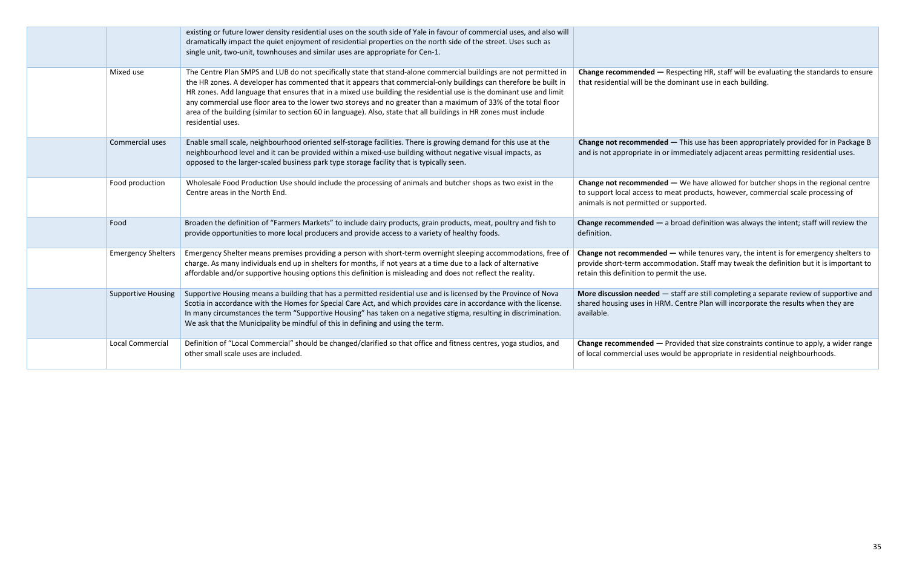|  |  |  |  |
|---|---|---|---|
|  |  | existing or future lower density residential uses on the south side of Yale in favour of commercial uses, and also will dramatically impact the quiet enjoyment of residential properties on the north side of the street. Uses such as single unit, two-unit, townhouses and similar uses are appropriate for Cen-1. |  |
|  | Mixed use | The Centre Plan SMPS and LUB do not specifically state that stand-alone commercial buildings are not permitted in the HR zones. A developer has commented that it appears that commercial-only buildings can therefore be built in HR zones. Add language that ensures that in a mixed use building the residential use is the dominant use and limit any commercial use floor area to the lower two storeys and no greater than a maximum of 33% of the total floor area of the building (similar to section 60 in language). Also, state that all buildings in HR zones must include residential uses. | **Change recommended —** Respecting HR, staff will be evaluating the standards to ensure that residential will be the dominant use in each building. |
|  | Commercial uses | Enable small scale, neighbourhood oriented self-storage facilities. There is growing demand for this use at the neighbourhood level and it can be provided within a mixed-use building without negative visual impacts, as opposed to the larger-scaled business park type storage facility that is typically seen. | **Change not recommended —** This use has been appropriately provided for in Package B and is not appropriate in or immediately adjacent areas permitting residential uses. |
|  | Food production | Wholesale Food Production Use should include the processing of animals and butcher shops as two exist in the Centre areas in the North End. | **Change not recommended —** We have allowed for butcher shops in the regional centre to support local access to meat products, however, commercial scale processing of animals is not permitted or supported. |
|  | Food | Broaden the definition of "Farmers Markets" to include dairy products, grain products, meat, poultry and fish to provide opportunities to more local producers and provide access to a variety of healthy foods. | **Change recommended —** a broad definition was always the intent; staff will review the definition. |
|  | Emergency Shelters | Emergency Shelter means premises providing a person with short-term overnight sleeping accommodations, free of charge. As many individuals end up in shelters for months, if not years at a time due to a lack of alternative affordable and/or supportive housing options this definition is misleading and does not reflect the reality. | **Change not recommended —** while tenures vary, the intent is for emergency shelters to provide short-term accommodation. Staff may tweak the definition but it is important to retain this definition to permit the use. |
|  | Supportive Housing | Supportive Housing means a building that has a permitted residential use and is licensed by the Province of Nova Scotia in accordance with the Homes for Special Care Act, and which provides care in accordance with the license. In many circumstances the term "Supportive Housing" has taken on a negative stigma, resulting in discrimination. We ask that the Municipality be mindful of this in defining and using the term. | **More discussion needed** — staff are still completing a separate review of supportive and shared housing uses in HRM. Centre Plan will incorporate the results when they are available. |
|  | Local Commercial | Definition of "Local Commercial" should be changed/clarified so that office and fitness centres, yoga studios, and other small scale uses are included. | **Change recommended —** Provided that size constraints continue to apply, a wider range of local commercial uses would be appropriate in residential neighbourhoods. |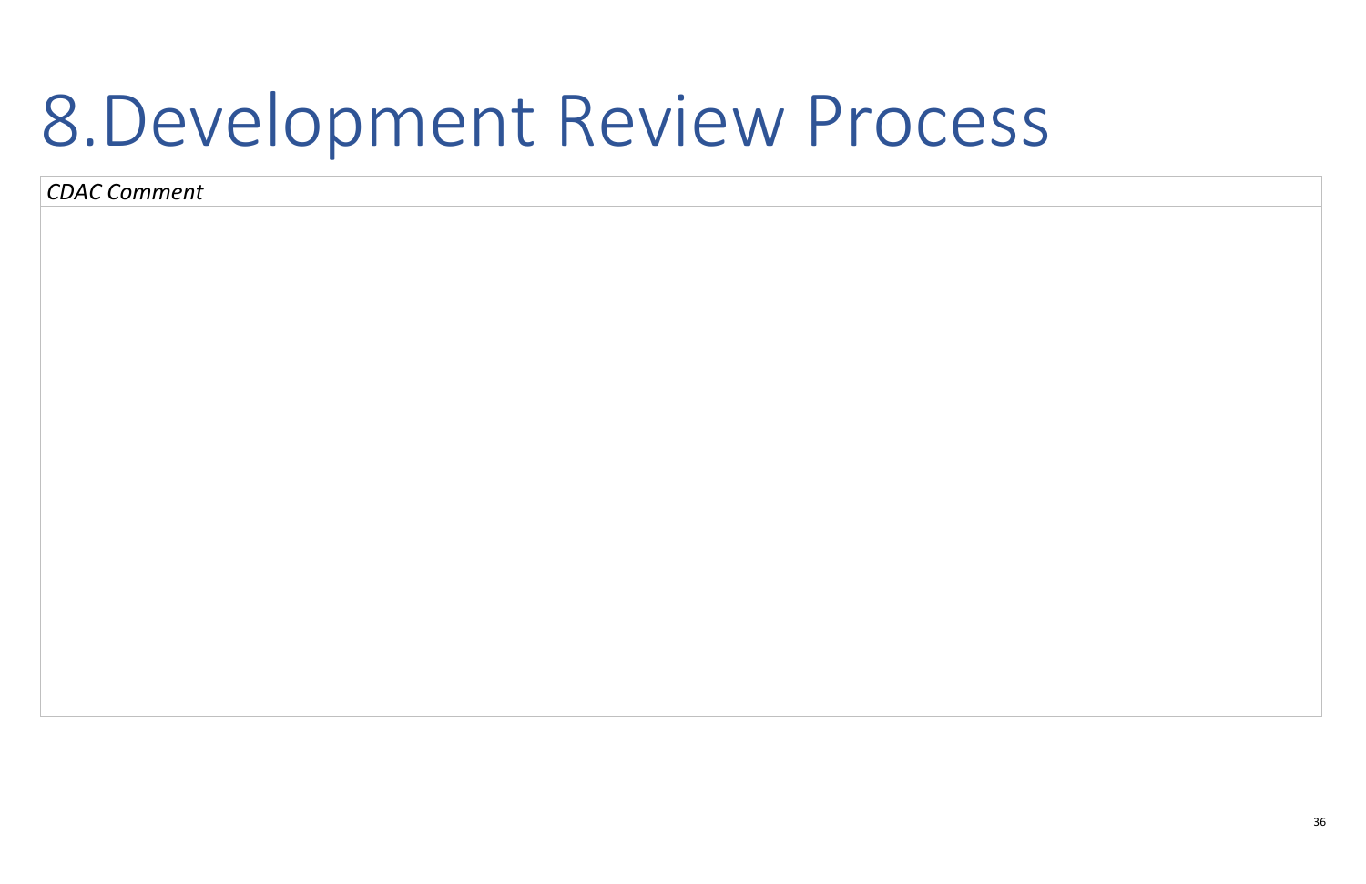# 8.Development Review Process

| *CDAC Comment* |
| --- |
| |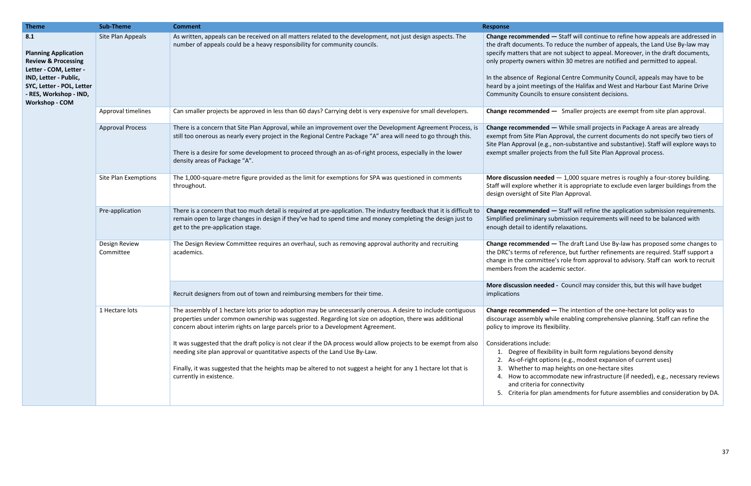| Theme | Sub-Theme | Comment | Response |
|---|---|---|---|
| **8.1** **Planning Application Review & Processing Letter - COM, Letter - IND, Letter - Public, SYC, Letter - POL, Letter - RES, Workshop - IND, Workshop - COM** | Site Plan Appeals | As written, appeals can be received on all matters related to the development, not just design aspects. The number of appeals could be a heavy responsibility for community councils. | **Change recommended —** Staff will continue to refine how appeals are addressed in the draft documents. To reduce the number of appeals, the Land Use By-law may specify matters that are not subject to appeal. Moreover, in the draft documents, only property owners within 30 metres are notified and permitted to appeal.<br><br>In the absence of Regional Centre Community Council, appeals may have to be heard by a joint meetings of the Halifax and West and Harbour East Marine Drive Community Councils to ensure consistent decisions. |
| | Approval timelines | Can smaller projects be approved in less than 60 days? Carrying debt is very expensive for small developers. | **Change recommended —** Smaller projects are exempt from site plan approval. |
| | Approval Process | There is a concern that Site Plan Approval, while an improvement over the Development Agreement Process, is still too onerous as nearly every project in the Regional Centre Package "A" area will need to go through this.<br><br>There is a desire for some development to proceed through an as-of-right process, especially in the lower density areas of Package "A". | **Change recommended —** While small projects in Package A areas are already exempt from Site Plan Approval, the current documents do not specify two tiers of Site Plan Approval (e.g., non-substantive and substantive). Staff will explore ways to exempt smaller projects from the full Site Plan Approval process. |
| | Site Plan Exemptions | The 1,000-square-metre figure provided as the limit for exemptions for SPA was questioned in comments throughout. | **More discussion needed** — 1,000 square metres is roughly a four-storey building. Staff will explore whether it is appropriate to exclude even larger buildings from the design oversight of Site Plan Approval. |
| | Pre-application | There is a concern that too much detail is required at pre-application. The industry feedback that it is difficult to remain open to large changes in design if they've had to spend time and money completing the design just to get to the pre-application stage. | **Change recommended —** Staff will refine the application submission requirements. Simplified preliminary submission requirements will need to be balanced with enough detail to identify relaxations. |
| | Design Review Committee | The Design Review Committee requires an overhaul, such as removing approval authority and recruiting academics. | **Change recommended —** The draft Land Use By-law has proposed some changes to the DRC's terms of reference, but further refinements are required. Staff support a change in the committee's role from approval to advisory. Staff can work to recruit members from the academic sector. |
| | | Recruit designers from out of town and reimbursing members for their time. | **More discussion needed -** Council may consider this, but this will have budget implications |
| | 1 Hectare lots | The assembly of 1 hectare lots prior to adoption may be unnecessarily onerous. A desire to include contiguous properties under common ownership was suggested. Regarding lot size on adoption, there was additional concern about interim rights on large parcels prior to a Development Agreement.<br><br>It was suggested that the draft policy is not clear if the DA process would allow projects to be exempt from also needing site plan approval or quantitative aspects of the Land Use By-Law.<br><br>Finally, it was suggested that the heights map be altered to not suggest a height for any 1 hectare lot that is currently in existence. | **Change recommended —** The intention of the one-hectare lot policy was to discourage assembly while enabling comprehensive planning. Staff can refine the policy to improve its flexibility.<br><br>Considerations include:<br>1. Degree of flexibility in built form regulations beyond density<br>2. As-of-right options (e.g., modest expansion of current uses)<br>3. Whether to map heights on one-hectare sites<br>4. How to accommodate new infrastructure (if needed), e.g., necessary reviews and criteria for connectivity<br>5. Criteria for plan amendments for future assemblies and consideration by DA. |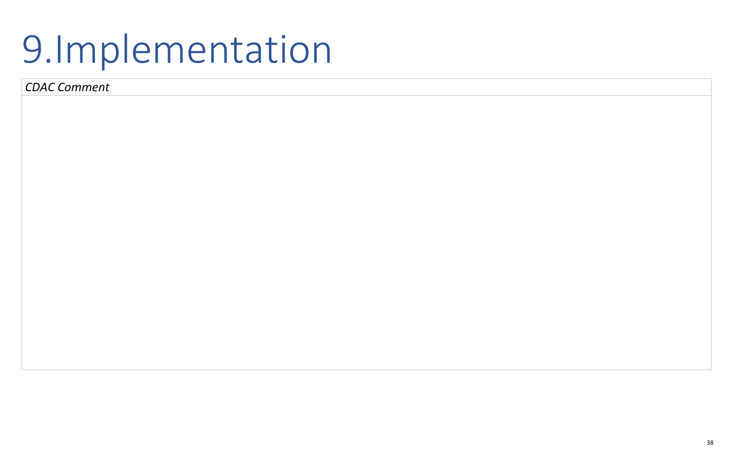# 9.Implementation

| *CDAC Comment* |
| --- |
| |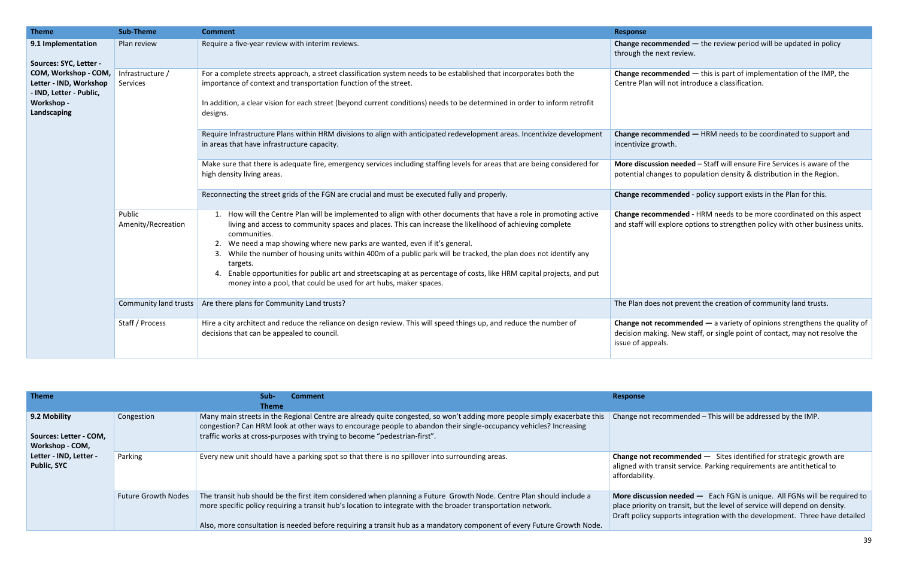| Theme | Sub-Theme | Comment | Response |
|---|---|---|---|
| **9.1 Implementation**<br><br>**Sources: SYC, Letter - COM, Workshop - COM, Letter - IND, Workshop - IND, Letter - Public, Workshop - Landscaping** | Plan review | Require a five-year review with interim reviews. | **Change recommended —** the review period will be updated in policy through the next review. |
| | Infrastructure / Services | For a complete streets approach, a street classification system needs to be established that incorporates both the importance of context and transportation function of the street.<br><br>In addition, a clear vision for each street (beyond current conditions) needs to be determined in order to inform retrofit designs. | **Change recommended —** this is part of implementation of the IMP, the Centre Plan will not introduce a classification. |
| | | Require Infrastructure Plans within HRM divisions to align with anticipated redevelopment areas. Incentivize development in areas that have infrastructure capacity. | **Change recommended —** HRM needs to be coordinated to support and incentivize growth. |
| | | Make sure that there is adequate fire, emergency services including staffing levels for areas that are being considered for high density living areas. | **More discussion needed** – Staff will ensure Fire Services is aware of the potential changes to population density & distribution in the Region. |
| | | Reconnecting the street grids of the FGN are crucial and must be executed fully and properly. | **Change recommended** - policy support exists in the Plan for this. |
| | Public Amenity/Recreation | 1. How will the Centre Plan will be implemented to align with other documents that have a role in promoting active living and access to community spaces and places. This can increase the likelihood of achieving complete communities.<br>2. We need a map showing where new parks are wanted, even if it's general.<br>3. While the number of housing units within 400m of a public park will be tracked, the plan does not identify any targets.<br>4. Enable opportunities for public art and streetscaping at as percentage of costs, like HRM capital projects, and put money into a pool, that could be used for art hubs, maker spaces. | **Change recommended** - HRM needs to be more coordinated on this aspect and staff will explore options to strengthen policy with other business units. |
| | Community land trusts | Are there plans for Community Land trusts? | The Plan does not prevent the creation of community land trusts. |
| | Staff / Process | Hire a city architect and reduce the reliance on design review. This will speed things up, and reduce the number of decisions that can be appealed to council. | **Change not recommended —** a variety of opinions strengthens the quality of decision making. New staff, or single point of contact, may not resolve the issue of appeals. |

| Theme | Sub-Theme | Comment | Response |
|---|---|---|---|
| **9.2 Mobility**<br><br>**Sources: Letter - COM, Workshop - COM, Letter - IND, Letter - Public, SYC** | Congestion | Many main streets in the Regional Centre are already quite congested, so won't adding more people simply exacerbate this congestion? Can HRM look at other ways to encourage people to abandon their single-occupancy vehicles? Increasing traffic works at cross-purposes with trying to become "pedestrian-first". | Change not recommended – This will be addressed by the IMP. |
| | Parking | Every new unit should have a parking spot so that there is no spillover into surrounding areas. | **Change not recommended —** Sites identified for strategic growth are aligned with transit service. Parking requirements are antithetical to affordability. |
| | Future Growth Nodes | The transit hub should be the first item considered when planning a Future Growth Node. Centre Plan should include a more specific policy requiring a transit hub's location to integrate with the broader transportation network.<br><br>Also, more consultation is needed before requiring a transit hub as a mandatory component of every Future Growth Node. | **More discussion needed —** Each FGN is unique. All FGNs will be required to place priority on transit, but the level of service will depend on density. Draft policy supports integration with the development. Three have detailed |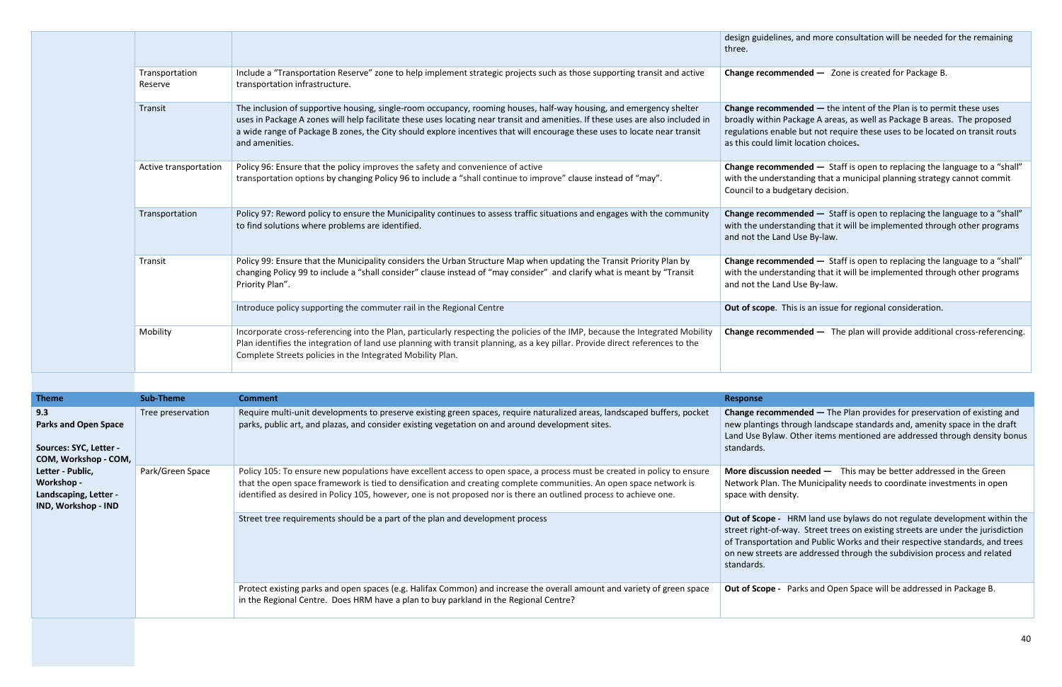| | | | |
|---|---|---|---|
| | | | design guidelines, and more consultation will be needed for the remaining three. |
| | Transportation Reserve | Include a "Transportation Reserve" zone to help implement strategic projects such as those supporting transit and active transportation infrastructure. | **Change recommended —** Zone is created for Package B. |
| | Transit | The inclusion of supportive housing, single-room occupancy, rooming houses, half-way housing, and emergency shelter uses in Package A zones will help facilitate these uses locating near transit and amenities. If these uses are also included in a wide range of Package B zones, the City should explore incentives that will encourage these uses to locate near transit and amenities. | **Change recommended —** the intent of the Plan is to permit these uses broadly within Package A areas, as well as Package B areas. The proposed regulations enable but not require these uses to be located on transit routs as this could limit location choices**.** |
| | Active transportation | Policy 96: Ensure that the policy improves the safety and convenience of active transportation options by changing Policy 96 to include a "shall continue to improve" clause instead of "may". | **Change recommended —** Staff is open to replacing the language to a "shall" with the understanding that a municipal planning strategy cannot commit Council to a budgetary decision. |
| | Transportation | Policy 97: Reword policy to ensure the Municipality continues to assess traffic situations and engages with the community to find solutions where problems are identified. | **Change recommended —** Staff is open to replacing the language to a "shall" with the understanding that it will be implemented through other programs and not the Land Use By-law. |
| | Transit | Policy 99: Ensure that the Municipality considers the Urban Structure Map when updating the Transit Priority Plan by changing Policy 99 to include a "shall consider" clause instead of "may consider" and clarify what is meant by "Transit Priority Plan". | **Change recommended —** Staff is open to replacing the language to a "shall" with the understanding that it will be implemented through other programs and not the Land Use By-law. |
| | | Introduce policy supporting the commuter rail in the Regional Centre | **Out of scope**. This is an issue for regional consideration. |
| | Mobility | Incorporate cross-referencing into the Plan, particularly respecting the policies of the IMP, because the Integrated Mobility Plan identifies the integration of land use planning with transit planning, as a key pillar. Provide direct references to the Complete Streets policies in the Integrated Mobility Plan. | **Change recommended —** The plan will provide additional cross-referencing. |

| Theme | Sub-Theme | Comment | Response |
|---|---|---|---|
| **9.3 Parks and Open Space**<br><br>**Sources: SYC, Letter - COM, Workshop - COM, Letter - Public, Workshop - Landscaping, Letter - IND, Workshop - IND** | Tree preservation | Require multi-unit developments to preserve existing green spaces, require naturalized areas, landscaped buffers, pocket parks, public art, and plazas, and consider existing vegetation on and around development sites. | **Change recommended —** The Plan provides for preservation of existing and new plantings through landscape standards and, amenity space in the draft Land Use Bylaw. Other items mentioned are addressed through density bonus standards. |
| | Park/Green Space | Policy 105: To ensure new populations have excellent access to open space, a process must be created in policy to ensure that the open space framework is tied to densification and creating complete communities. An open space network is identified as desired in Policy 105, however, one is not proposed nor is there an outlined process to achieve one. | **More discussion needed —** This may be better addressed in the Green Network Plan. The Municipality needs to coordinate investments in open space with density. |
| | | Street tree requirements should be a part of the plan and development process | **Out of Scope -** HRM land use bylaws do not regulate development within the street right-of-way. Street trees on existing streets are under the jurisdiction of Transportation and Public Works and their respective standards, and trees on new streets are addressed through the subdivision process and related standards. |
| | | Protect existing parks and open spaces (e.g. Halifax Common) and increase the overall amount and variety of green space in the Regional Centre. Does HRM have a plan to buy parkland in the Regional Centre? | **Out of Scope -** Parks and Open Space will be addressed in Package B. |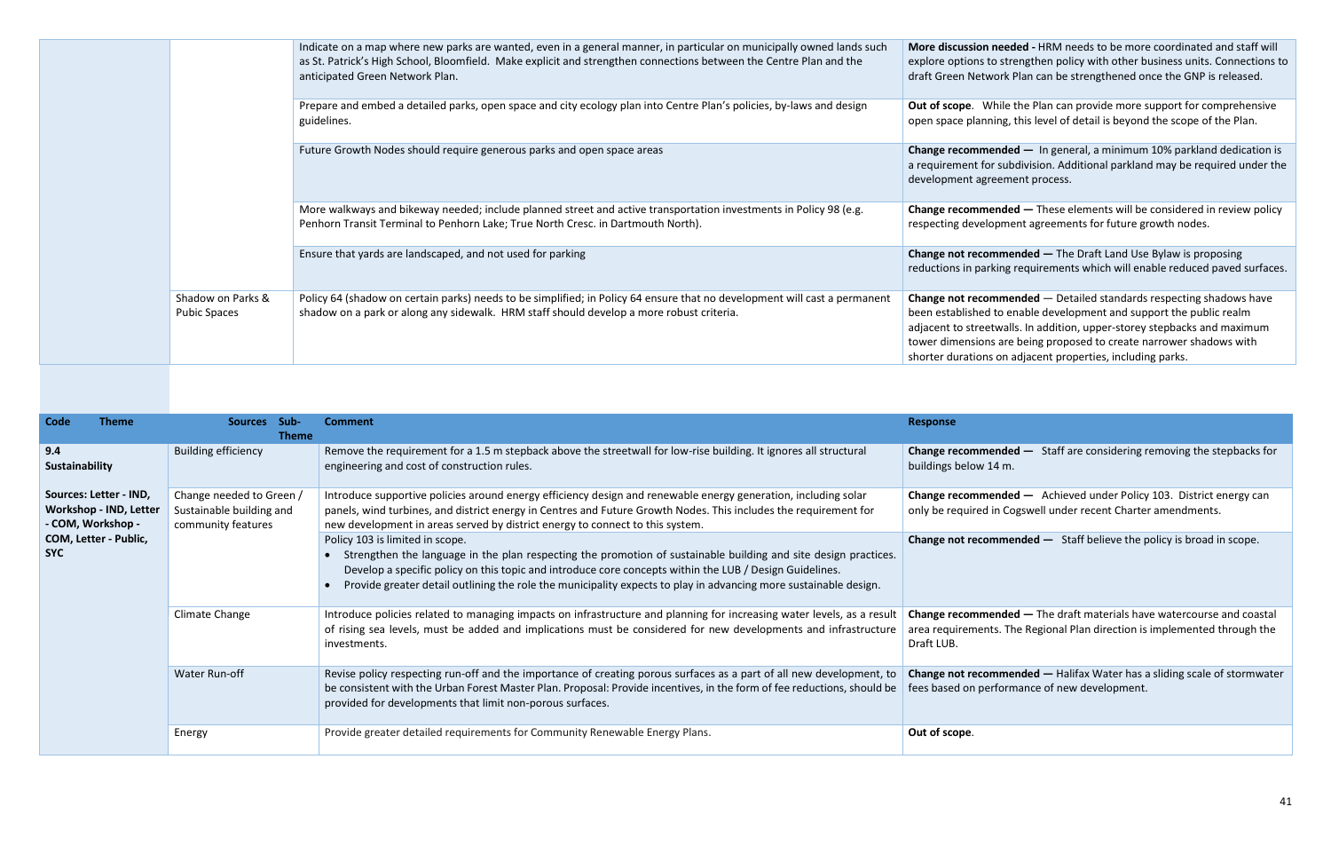| | | | |
|---|---|---|---|
| | | Indicate on a map where new parks are wanted, even in a general manner, in particular on municipally owned lands such as St. Patrick's High School, Bloomfield. Make explicit and strengthen connections between the Centre Plan and the anticipated Green Network Plan. | **More discussion needed -** HRM needs to be more coordinated and staff will explore options to strengthen policy with other business units. Connections to draft Green Network Plan can be strengthened once the GNP is released. |
| | | Prepare and embed a detailed parks, open space and city ecology plan into Centre Plan's policies, by-laws and design guidelines. | **Out of scope**. While the Plan can provide more support for comprehensive open space planning, this level of detail is beyond the scope of the Plan. |
| | | Future Growth Nodes should require generous parks and open space areas | **Change recommended —** In general, a minimum 10% parkland dedication is a requirement for subdivision. Additional parkland may be required under the development agreement process. |
| | | More walkways and bikeway needed; include planned street and active transportation investments in Policy 98 (e.g. Penhorn Transit Terminal to Penhorn Lake; True North Cresc. in Dartmouth North). | **Change recommended —** These elements will be considered in review policy respecting development agreements for future growth nodes. |
| | | Ensure that yards are landscaped, and not used for parking | **Change not recommended —** The Draft Land Use Bylaw is proposing reductions in parking requirements which will enable reduced paved surfaces. |
| | Shadow on Parks & Pubic Spaces | Policy 64 (shadow on certain parks) needs to be simplified; in Policy 64 ensure that no development will cast a permanent shadow on a park or along any sidewalk. HRM staff should develop a more robust criteria. | **Change not recommended** — Detailed standards respecting shadows have been established to enable development and support the public realm adjacent to streetwalls. In addition, upper-storey stepbacks and maximum tower dimensions are being proposed to create narrower shadows with shorter durations on adjacent properties, including parks. |

| Code Theme Sources | Sub-Theme | Comment | Response |
|---|---|---|---|
| **9.4 Sustainability**<br><br>**Sources: Letter - IND, Workshop - IND, Letter - COM, Workshop - COM, Letter - Public, SYC** | Building efficiency | Remove the requirement for a 1.5 m stepback above the streetwall for low-rise building. It ignores all structural engineering and cost of construction rules. | **Change recommended —** Staff are considering removing the stepbacks for buildings below 14 m. |
| | Change needed to Green / Sustainable building and community features | Introduce supportive policies around energy efficiency design and renewable energy generation, including solar panels, wind turbines, and district energy in Centres and Future Growth Nodes. This includes the requirement for new development in areas served by district energy to connect to this system. | **Change recommended —** Achieved under Policy 103. District energy can only be required in Cogswell under recent Charter amendments. |
| | | Policy 103 is limited in scope.<br>• Strengthen the language in the plan respecting the promotion of sustainable building and site design practices. Develop a specific policy on this topic and introduce core concepts within the LUB / Design Guidelines.<br>• Provide greater detail outlining the role the municipality expects to play in advancing more sustainable design. | **Change not recommended —** Staff believe the policy is broad in scope. |
| | Climate Change | Introduce policies related to managing impacts on infrastructure and planning for increasing water levels, as a result of rising sea levels, must be added and implications must be considered for new developments and infrastructure investments. | **Change recommended —** The draft materials have watercourse and coastal area requirements. The Regional Plan direction is implemented through the Draft LUB. |
| | Water Run-off | Revise policy respecting run-off and the importance of creating porous surfaces as a part of all new development, to be consistent with the Urban Forest Master Plan. Proposal: Provide incentives, in the form of fee reductions, should be provided for developments that limit non-porous surfaces. | **Change not recommended —** Halifax Water has a sliding scale of stormwater fees based on performance of new development. |
| | Energy | Provide greater detailed requirements for Community Renewable Energy Plans. | **Out of scope**. |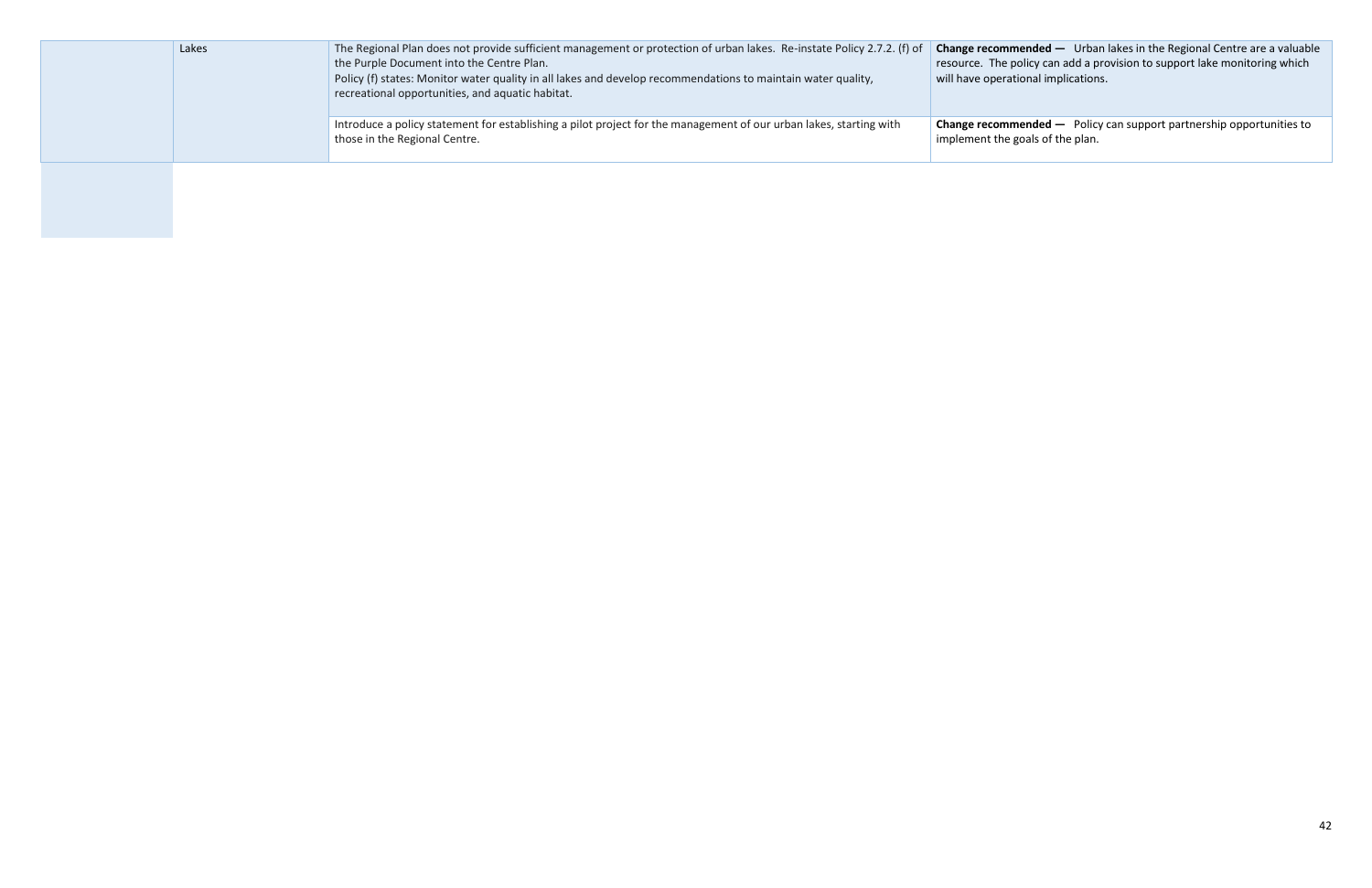| | | | |
|---|---|---|---|
| | Lakes | The Regional Plan does not provide sufficient management or protection of urban lakes. Re-instate Policy 2.7.2. (f) of the Purple Document into the Centre Plan.<br>Policy (f) states: Monitor water quality in all lakes and develop recommendations to maintain water quality, recreational opportunities, and aquatic habitat. | **Change recommended —** Urban lakes in the Regional Centre are a valuable resource. The policy can add a provision to support lake monitoring which will have operational implications. |
| | | Introduce a policy statement for establishing a pilot project for the management of our urban lakes, starting with those in the Regional Centre. | **Change recommended —** Policy can support partnership opportunities to implement the goals of the plan. |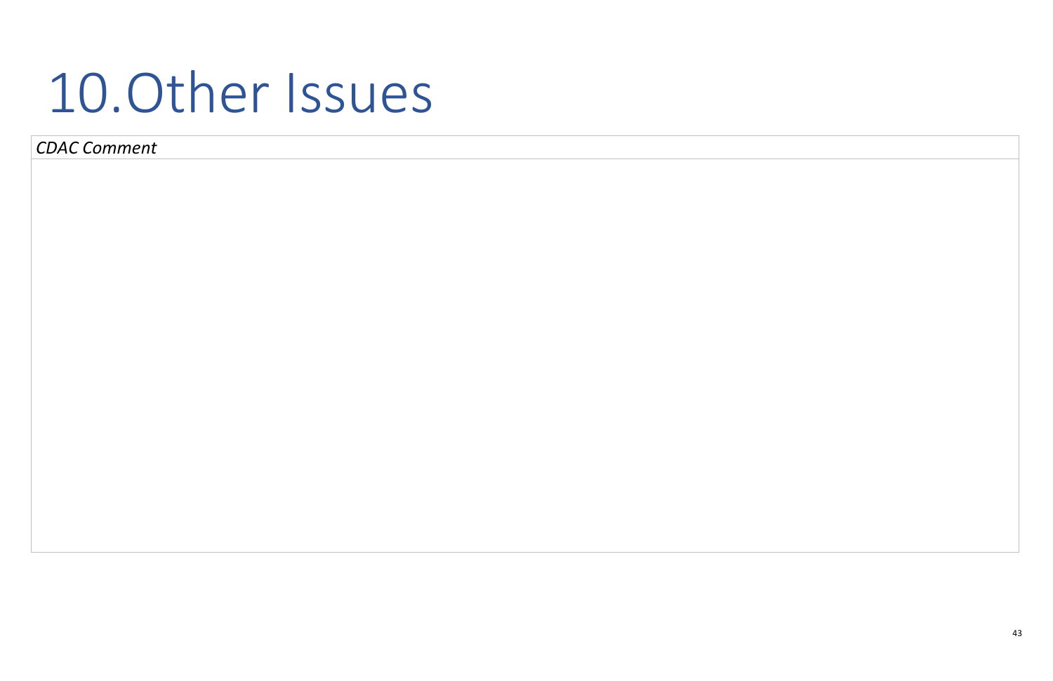# 10. Other Issues

| *CDAC Comment* |
| --- |
| |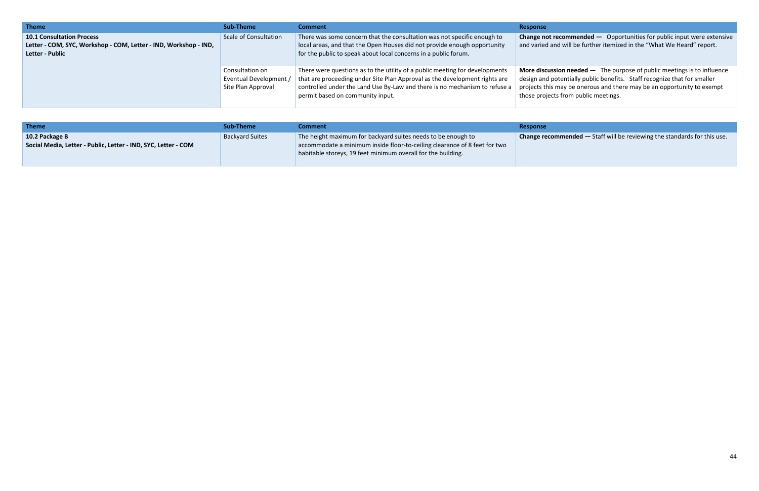| Theme | Sub-Theme | Comment | Response |
| --- | --- | --- | --- |
| **10.1 Consultation Process**<br>**Letter - COM, SYC, Workshop - COM, Letter - IND, Workshop - IND, Letter - Public** | Scale of Consultation | There was some concern that the consultation was not specific enough to local areas, and that the Open Houses did not provide enough opportunity for the public to speak about local concerns in a public forum. | **Change not recommended —** Opportunities for public input were extensive and varied and will be further itemized in the "What We Heard" report. |
| | Consultation on Eventual Development / Site Plan Approval | There were questions as to the utility of a public meeting for developments that are proceeding under Site Plan Approval as the development rights are controlled under the Land Use By-Law and there is no mechanism to refuse a permit based on community input. | **More discussion needed —** The purpose of public meetings is to influence design and potentially public benefits. Staff recognize that for smaller projects this may be onerous and there may be an opportunity to exempt those projects from public meetings. |

| Theme | Sub-Theme | Comment | Response |
| --- | --- | --- | --- |
| **10.2 Package B**<br>**Social Media, Letter - Public, Letter - IND, SYC, Letter - COM** | Backyard Suites | The height maximum for backyard suites needs to be enough to accommodate a minimum inside floor-to-ceiling clearance of 8 feet for two habitable storeys, 19 feet minimum overall for the building. | **Change recommended —** Staff will be reviewing the standards for this use. |